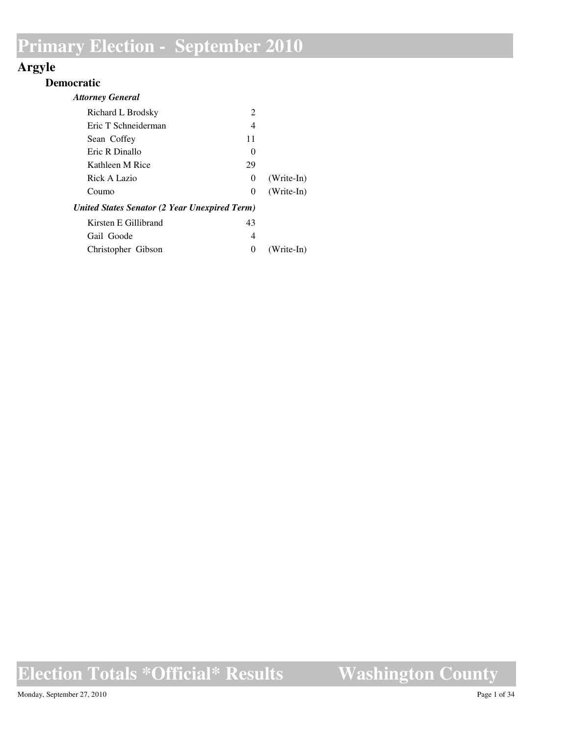# Primary Election - September 2010

## Argyle

### Democratic

***Attorney General***

| | | |
|---|---|---|
| Richard L Brodsky | 2 | |
| Eric T Schneiderman | 4 | |
| Sean Coffey | 11 | |
| Eric R Dinallo | 0 | |
| Kathleen M Rice | 29 | |
| Rick A Lazio | 0 | (Write-In) |
| Coumo | 0 | (Write-In) |

***United States Senator (2 Year Unexpired Term)***

| | | |
|---|---|---|
| Kirsten E Gillibrand | 43 | |
| Gail Goode | 4 | |
| Christopher Gibson | 0 | (Write-In) |

Election Totals *Official* Results

Washington County

Monday, September 27, 2010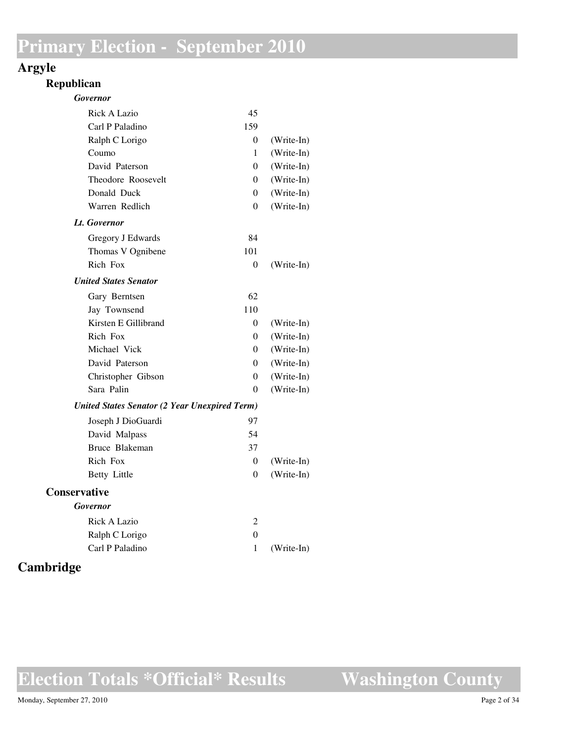# Primary Election - September 2010

## Argyle

### Republican

#### *Governor*

| | | |
|---|---|---|
| Rick A Lazio | 45 | |
| Carl P Paladino | 159 | |
| Ralph C Lorigo | 0 | (Write-In) |
| Coumo | 1 | (Write-In) |
| David Paterson | 0 | (Write-In) |
| Theodore Roosevelt | 0 | (Write-In) |
| Donald Duck | 0 | (Write-In) |
| Warren Redlich | 0 | (Write-In) |

#### *Lt. Governor*

| | | |
|---|---|---|
| Gregory J Edwards | 84 | |
| Thomas V Ognibene | 101 | |
| Rich Fox | 0 | (Write-In) |

#### *United States Senator*

| | | |
|---|---|---|
| Gary Berntsen | 62 | |
| Jay Townsend | 110 | |
| Kirsten E Gillibrand | 0 | (Write-In) |
| Rich Fox | 0 | (Write-In) |
| Michael Vick | 0 | (Write-In) |
| David Paterson | 0 | (Write-In) |
| Christopher Gibson | 0 | (Write-In) |
| Sara Palin | 0 | (Write-In) |

#### *United States Senator (2 Year Unexpired Term)*

| | | |
|---|---|---|
| Joseph J DioGuardi | 97 | |
| David Malpass | 54 | |
| Bruce Blakeman | 37 | |
| Rich Fox | 0 | (Write-In) |
| Betty Little | 0 | (Write-In) |

### Conservative

#### *Governor*

| | | |
|---|---|---|
| Rick A Lazio | 2 | |
| Ralph C Lorigo | 0 | |
| Carl P Paladino | 1 | (Write-In) |

## Cambridge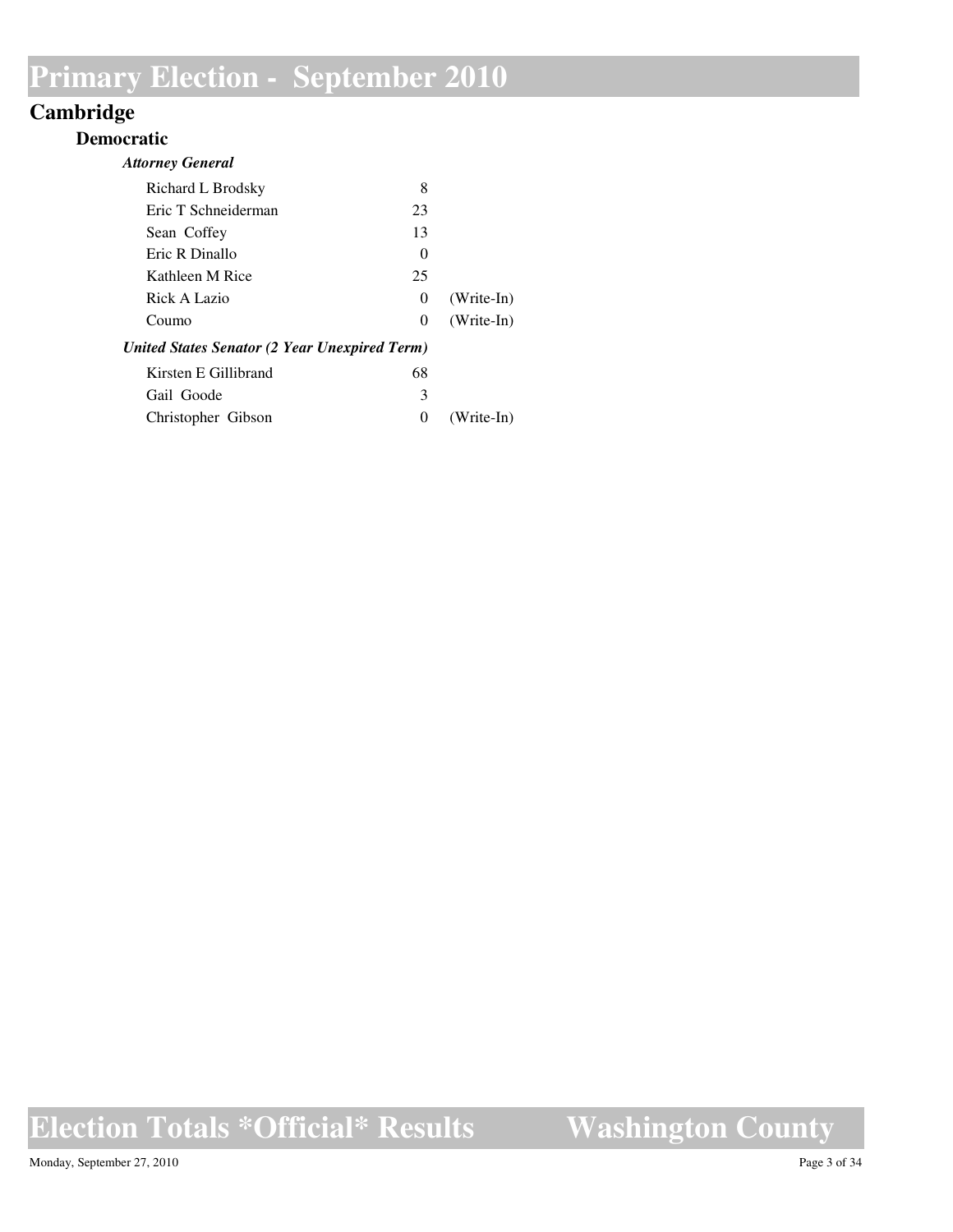# Primary Election - September 2010

## Cambridge

### Democratic

#### *Attorney General*

| | | |
|---|---|---|
| Richard L Brodsky | 8 | |
| Eric T Schneiderman | 23 | |
| Sean Coffey | 13 | |
| Eric R Dinallo | 0 | |
| Kathleen M Rice | 25 | |
| Rick A Lazio | 0 | (Write-In) |
| Coumo | 0 | (Write-In) |

#### *United States Senator (2 Year Unexpired Term)*

| | | |
|---|---|---|
| Kirsten E Gillibrand | 68 | |
| Gail Goode | 3 | |
| Christopher Gibson | 0 | (Write-In) |

Election Totals *Official* Results    Washington County

Monday, September 27, 2010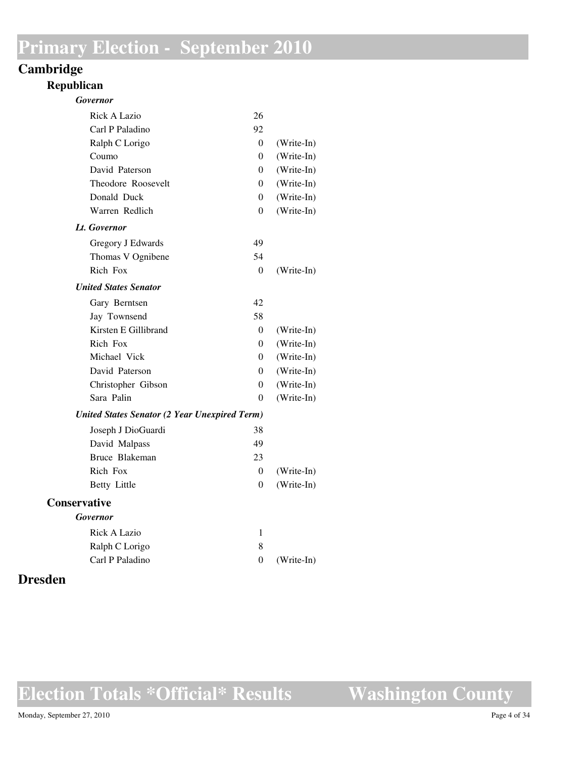# Primary Election - September 2010

## Cambridge

### Republican

#### *Governor*

| | | |
|---|---|---|
| Rick A Lazio | 26 | |
| Carl P Paladino | 92 | |
| Ralph C Lorigo | 0 | (Write-In) |
| Coumo | 0 | (Write-In) |
| David Paterson | 0 | (Write-In) |
| Theodore Roosevelt | 0 | (Write-In) |
| Donald Duck | 0 | (Write-In) |
| Warren Redlich | 0 | (Write-In) |

#### *Lt. Governor*

| | | |
|---|---|---|
| Gregory J Edwards | 49 | |
| Thomas V Ognibene | 54 | |
| Rich Fox | 0 | (Write-In) |

#### *United States Senator*

| | | |
|---|---|---|
| Gary Berntsen | 42 | |
| Jay Townsend | 58 | |
| Kirsten E Gillibrand | 0 | (Write-In) |
| Rich Fox | 0 | (Write-In) |
| Michael Vick | 0 | (Write-In) |
| David Paterson | 0 | (Write-In) |
| Christopher Gibson | 0 | (Write-In) |
| Sara Palin | 0 | (Write-In) |

#### *United States Senator (2 Year Unexpired Term)*

| | | |
|---|---|---|
| Joseph J DioGuardi | 38 | |
| David Malpass | 49 | |
| Bruce Blakeman | 23 | |
| Rich Fox | 0 | (Write-In) |
| Betty Little | 0 | (Write-In) |

### Conservative

#### *Governor*

| | | |
|---|---|---|
| Rick A Lazio | 1 | |
| Ralph C Lorigo | 8 | |
| Carl P Paladino | 0 | (Write-In) |

## Dresden

Election Totals *Official* Results — Washington County

Monday, September 27, 2010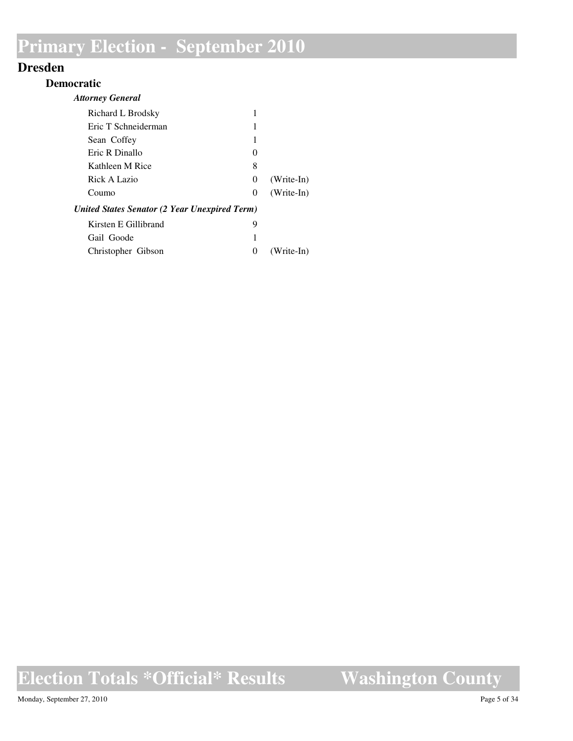# Primary Election - September 2010

## Dresden

### Democratic

***Attorney General***

| Candidate | Votes | |
|---|---|---|
| Richard L Brodsky | 1 | |
| Eric T Schneiderman | 1 | |
| Sean Coffey | 1 | |
| Eric R Dinallo | 0 | |
| Kathleen M Rice | 8 | |
| Rick A Lazio | 0 | (Write-In) |
| Coumo | 0 | (Write-In) |

***United States Senator (2 Year Unexpired Term)***

| Candidate | Votes | |
|---|---|---|
| Kirsten E Gillibrand | 9 | |
| Gail Goode | 1 | |
| Christopher Gibson | 0 | (Write-In) |

# Election Totals *Official* Results — Washington County

Monday, September 27, 2010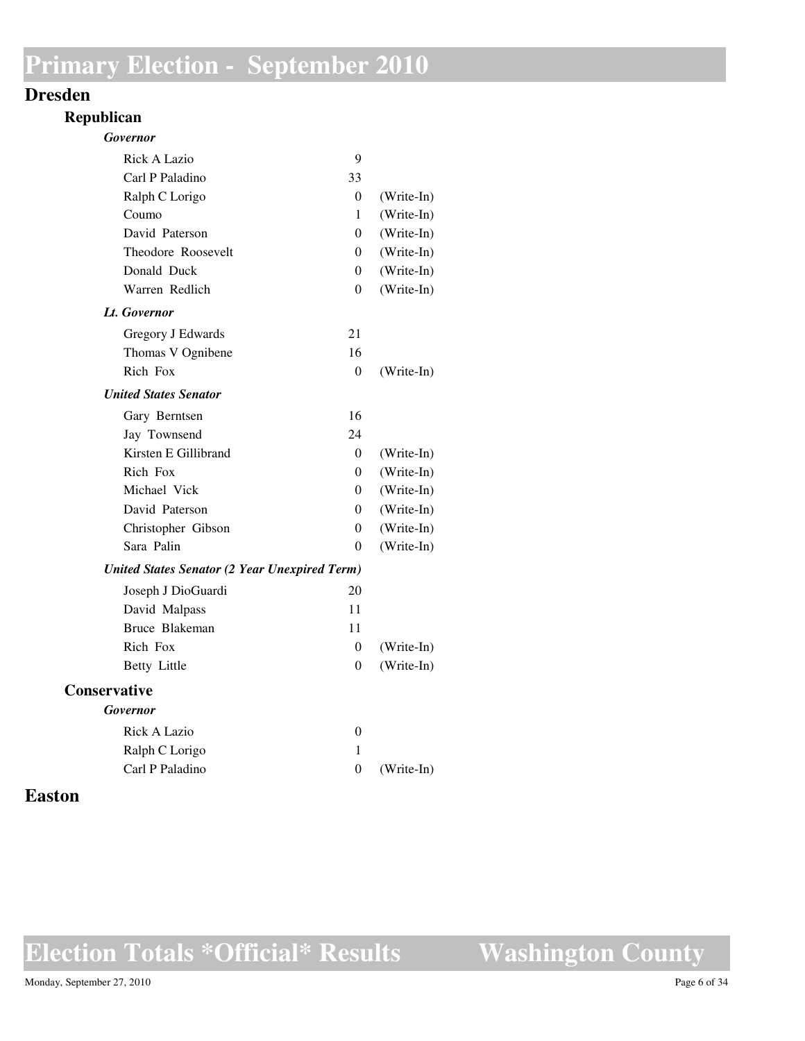# Primary Election - September 2010

## Dresden

### Republican

***Governor***

| | | |
|---|---|---|
| Rick A Lazio | 9 | |
| Carl P Paladino | 33 | |
| Ralph C Lorigo | 0 | (Write-In) |
| Coumo | 1 | (Write-In) |
| David Paterson | 0 | (Write-In) |
| Theodore Roosevelt | 0 | (Write-In) |
| Donald Duck | 0 | (Write-In) |
| Warren Redlich | 0 | (Write-In) |

***Lt. Governor***

| | | |
|---|---|---|
| Gregory J Edwards | 21 | |
| Thomas V Ognibene | 16 | |
| Rich Fox | 0 | (Write-In) |

***United States Senator***

| | | |
|---|---|---|
| Gary Berntsen | 16 | |
| Jay Townsend | 24 | |
| Kirsten E Gillibrand | 0 | (Write-In) |
| Rich Fox | 0 | (Write-In) |
| Michael Vick | 0 | (Write-In) |
| David Paterson | 0 | (Write-In) |
| Christopher Gibson | 0 | (Write-In) |
| Sara Palin | 0 | (Write-In) |

***United States Senator (2 Year Unexpired Term)***

| | | |
|---|---|---|
| Joseph J DioGuardi | 20 | |
| David Malpass | 11 | |
| Bruce Blakeman | 11 | |
| Rich Fox | 0 | (Write-In) |
| Betty Little | 0 | (Write-In) |

### Conservative

***Governor***

| | | |
|---|---|---|
| Rick A Lazio | 0 | |
| Ralph C Lorigo | 1 | |
| Carl P Paladino | 0 | (Write-In) |

## Easton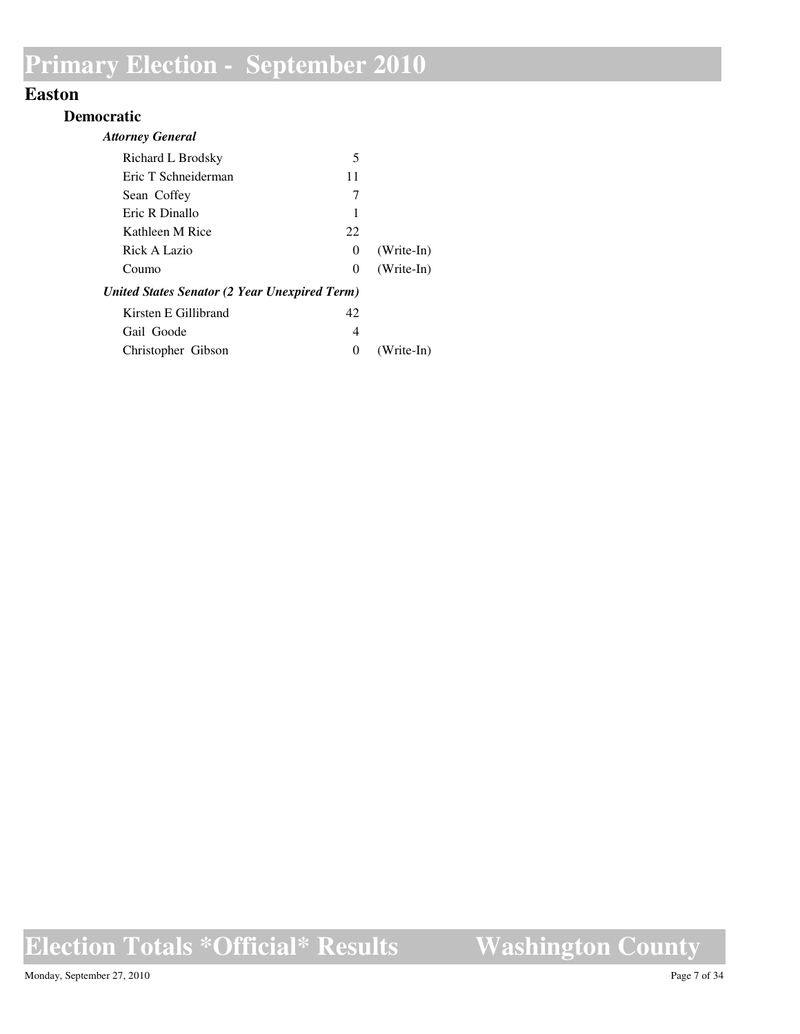# Primary Election - September 2010

## Easton

### Democratic

#### *Attorney General*

| Candidate | Votes | |
|---|---|---|
| Richard L Brodsky | 5 | |
| Eric T Schneiderman | 11 | |
| Sean Coffey | 7 | |
| Eric R Dinallo | 1 | |
| Kathleen M Rice | 22 | |
| Rick A Lazio | 0 | (Write-In) |
| Coumo | 0 | (Write-In) |

#### *United States Senator (2 Year Unexpired Term)*

| Candidate | Votes | |
|---|---|---|
| Kirsten E Gillibrand | 42 | |
| Gail Goode | 4 | |
| Christopher Gibson | 0 | (Write-In) |

# Election Totals *Official* Results — Washington County

Monday, September 27, 2010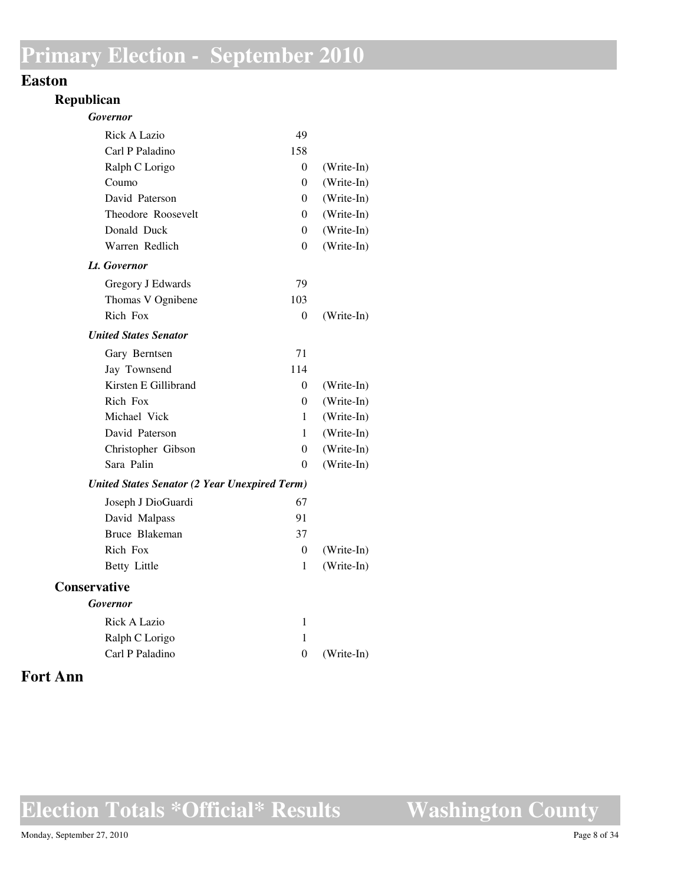# Primary Election - September 2010

## Easton

### Republican

#### *Governor*

| | | |
|---|---|---|
| Rick A Lazio | 49 | |
| Carl P Paladino | 158 | |
| Ralph C Lorigo | 0 | (Write-In) |
| Coumo | 0 | (Write-In) |
| David Paterson | 0 | (Write-In) |
| Theodore Roosevelt | 0 | (Write-In) |
| Donald Duck | 0 | (Write-In) |
| Warren Redlich | 0 | (Write-In) |

#### *Lt. Governor*

| | | |
|---|---|---|
| Gregory J Edwards | 79 | |
| Thomas V Ognibene | 103 | |
| Rich Fox | 0 | (Write-In) |

#### *United States Senator*

| | | |
|---|---|---|
| Gary Berntsen | 71 | |
| Jay Townsend | 114 | |
| Kirsten E Gillibrand | 0 | (Write-In) |
| Rich Fox | 0 | (Write-In) |
| Michael Vick | 1 | (Write-In) |
| David Paterson | 1 | (Write-In) |
| Christopher Gibson | 0 | (Write-In) |
| Sara Palin | 0 | (Write-In) |

#### *United States Senator (2 Year Unexpired Term)*

| | | |
|---|---|---|
| Joseph J DioGuardi | 67 | |
| David Malpass | 91 | |
| Bruce Blakeman | 37 | |
| Rich Fox | 0 | (Write-In) |
| Betty Little | 1 | (Write-In) |

### Conservative

#### *Governor*

| | | |
|---|---|---|
| Rick A Lazio | 1 | |
| Ralph C Lorigo | 1 | |
| Carl P Paladino | 0 | (Write-In) |

## Fort Ann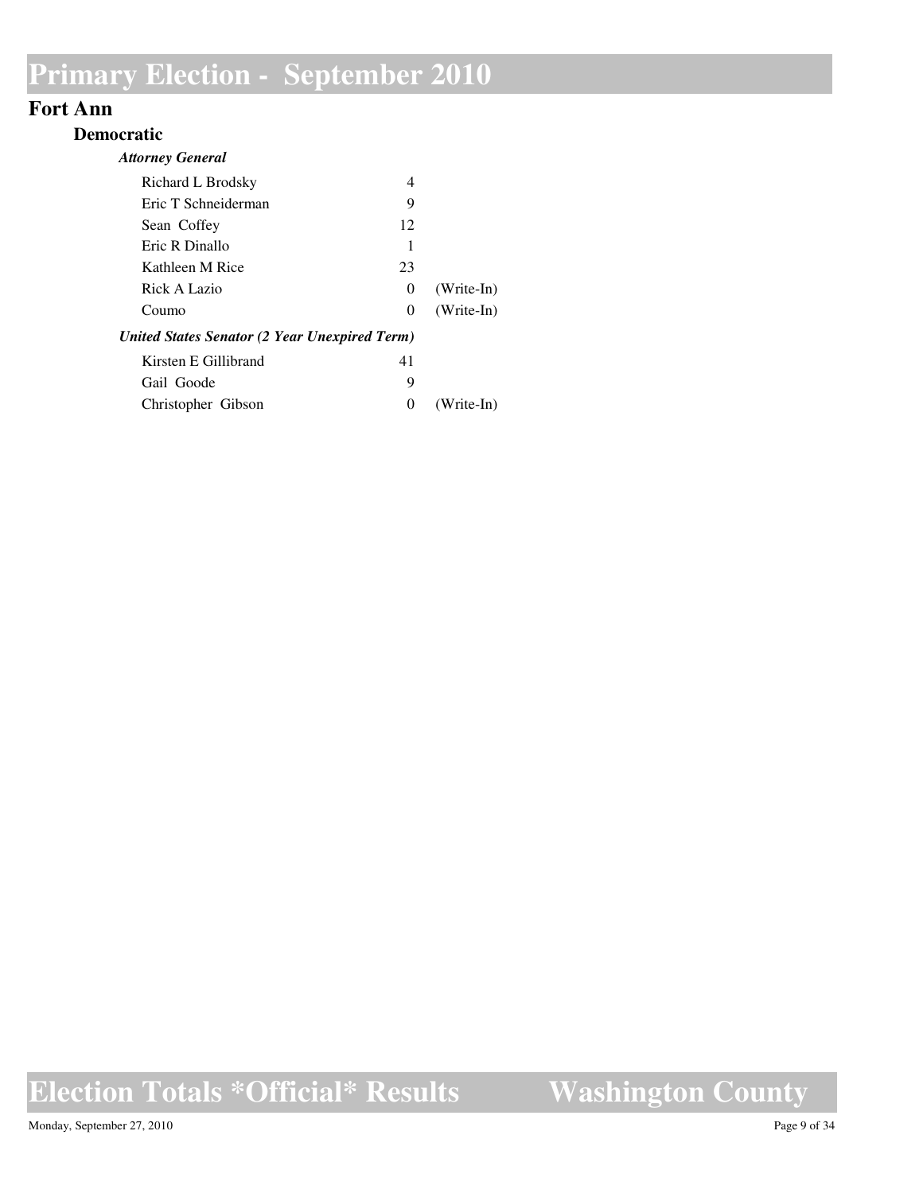# Primary Election - September 2010

## Fort Ann

### Democratic

***Attorney General***

| Candidate | Votes | |
|---|---|---|
| Richard L Brodsky | 4 | |
| Eric T Schneiderman | 9 | |
| Sean Coffey | 12 | |
| Eric R Dinallo | 1 | |
| Kathleen M Rice | 23 | |
| Rick A Lazio | 0 | (Write-In) |
| Coumo | 0 | (Write-In) |

***United States Senator (2 Year Unexpired Term)***

| Candidate | Votes | |
|---|---|---|
| Kirsten E Gillibrand | 41 | |
| Gail Goode | 9 | |
| Christopher Gibson | 0 | (Write-In) |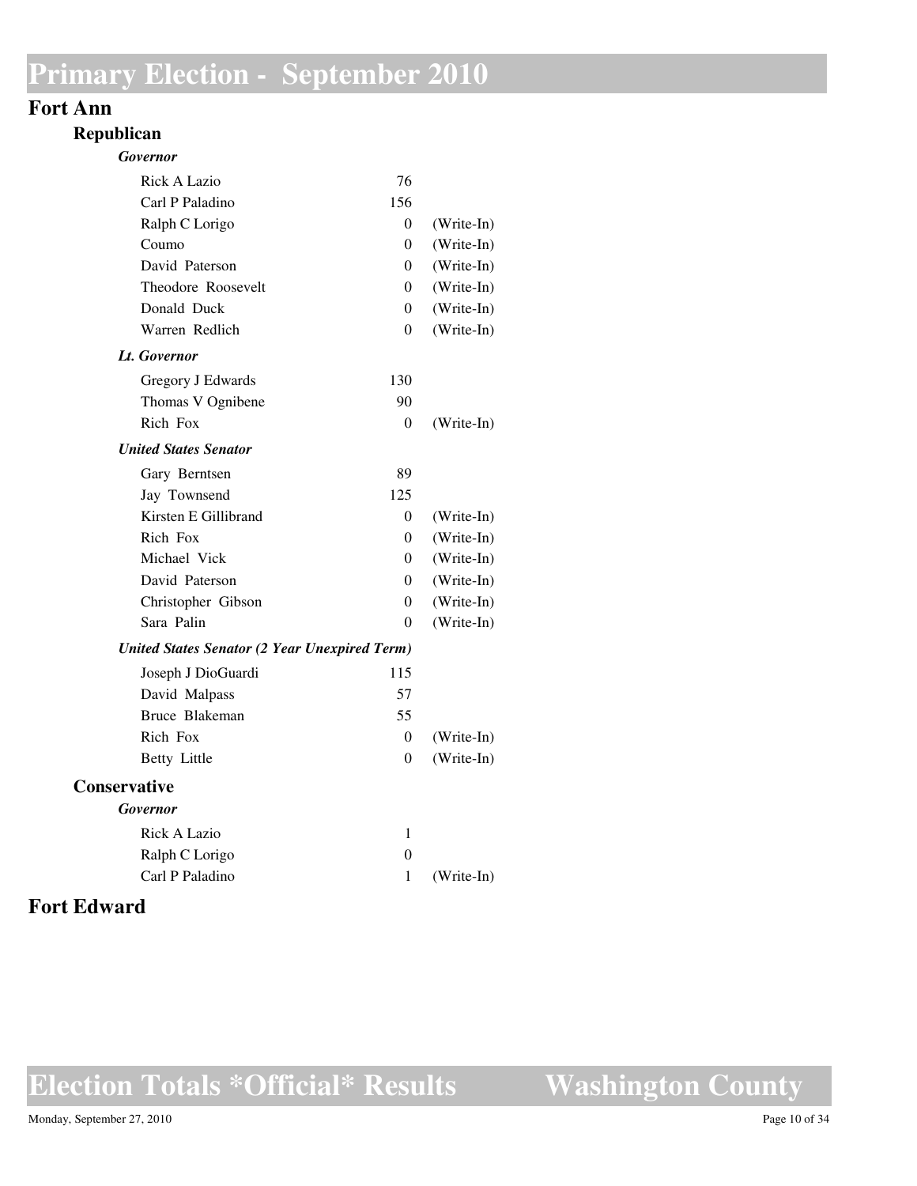# Primary Election - September 2010

## Fort Ann

### Republican

#### *Governor*

| Candidate | Votes | |
|---|---|---|
| Rick A Lazio | 76 | |
| Carl P Paladino | 156 | |
| Ralph C Lorigo | 0 | (Write-In) |
| Coumo | 0 | (Write-In) |
| David Paterson | 0 | (Write-In) |
| Theodore Roosevelt | 0 | (Write-In) |
| Donald Duck | 0 | (Write-In) |
| Warren Redlich | 0 | (Write-In) |

#### *Lt. Governor*

| Candidate | Votes | |
|---|---|---|
| Gregory J Edwards | 130 | |
| Thomas V Ognibene | 90 | |
| Rich Fox | 0 | (Write-In) |

#### *United States Senator*

| Candidate | Votes | |
|---|---|---|
| Gary Berntsen | 89 | |
| Jay Townsend | 125 | |
| Kirsten E Gillibrand | 0 | (Write-In) |
| Rich Fox | 0 | (Write-In) |
| Michael Vick | 0 | (Write-In) |
| David Paterson | 0 | (Write-In) |
| Christopher Gibson | 0 | (Write-In) |
| Sara Palin | 0 | (Write-In) |

#### *United States Senator (2 Year Unexpired Term)*

| Candidate | Votes | |
|---|---|---|
| Joseph J DioGuardi | 115 | |
| David Malpass | 57 | |
| Bruce Blakeman | 55 | |
| Rich Fox | 0 | (Write-In) |
| Betty Little | 0 | (Write-In) |

### Conservative

#### *Governor*

| Candidate | Votes | |
|---|---|---|
| Rick A Lazio | 1 | |
| Ralph C Lorigo | 0 | |
| Carl P Paladino | 1 | (Write-In) |

## Fort Edward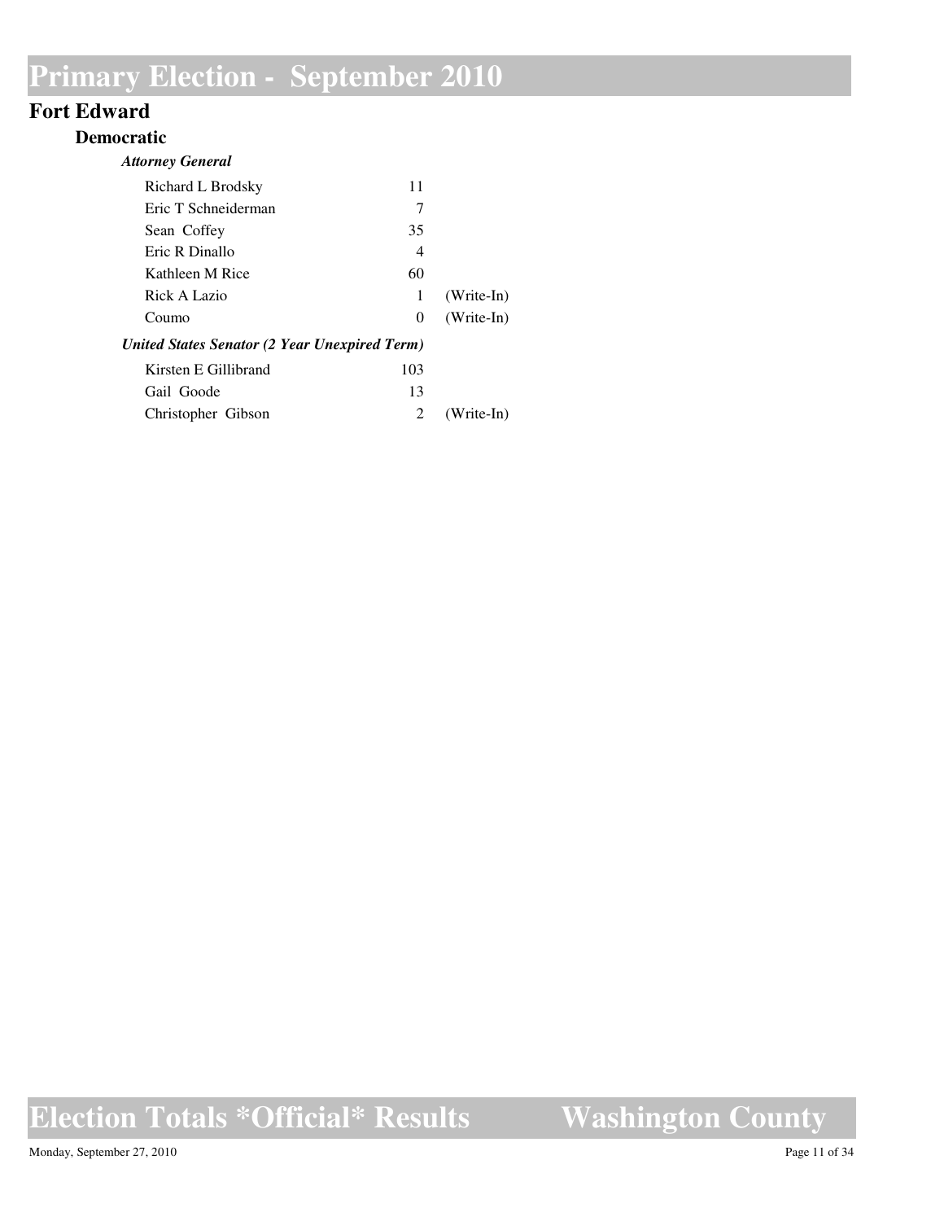# Primary Election - September 2010

## Fort Edward

### Democratic

***Attorney General***

| | | |
|---|---|---|
| Richard L Brodsky | 11 | |
| Eric T Schneiderman | 7 | |
| Sean Coffey | 35 | |
| Eric R Dinallo | 4 | |
| Kathleen M Rice | 60 | |
| Rick A Lazio | 1 | (Write-In) |
| Coumo | 0 | (Write-In) |

***United States Senator (2 Year Unexpired Term)***

| | | |
|---|---|---|
| Kirsten E Gillibrand | 103 | |
| Gail Goode | 13 | |
| Christopher Gibson | 2 | (Write-In) |

# Election Totals *Official* Results Washington County

Monday, September 27, 2010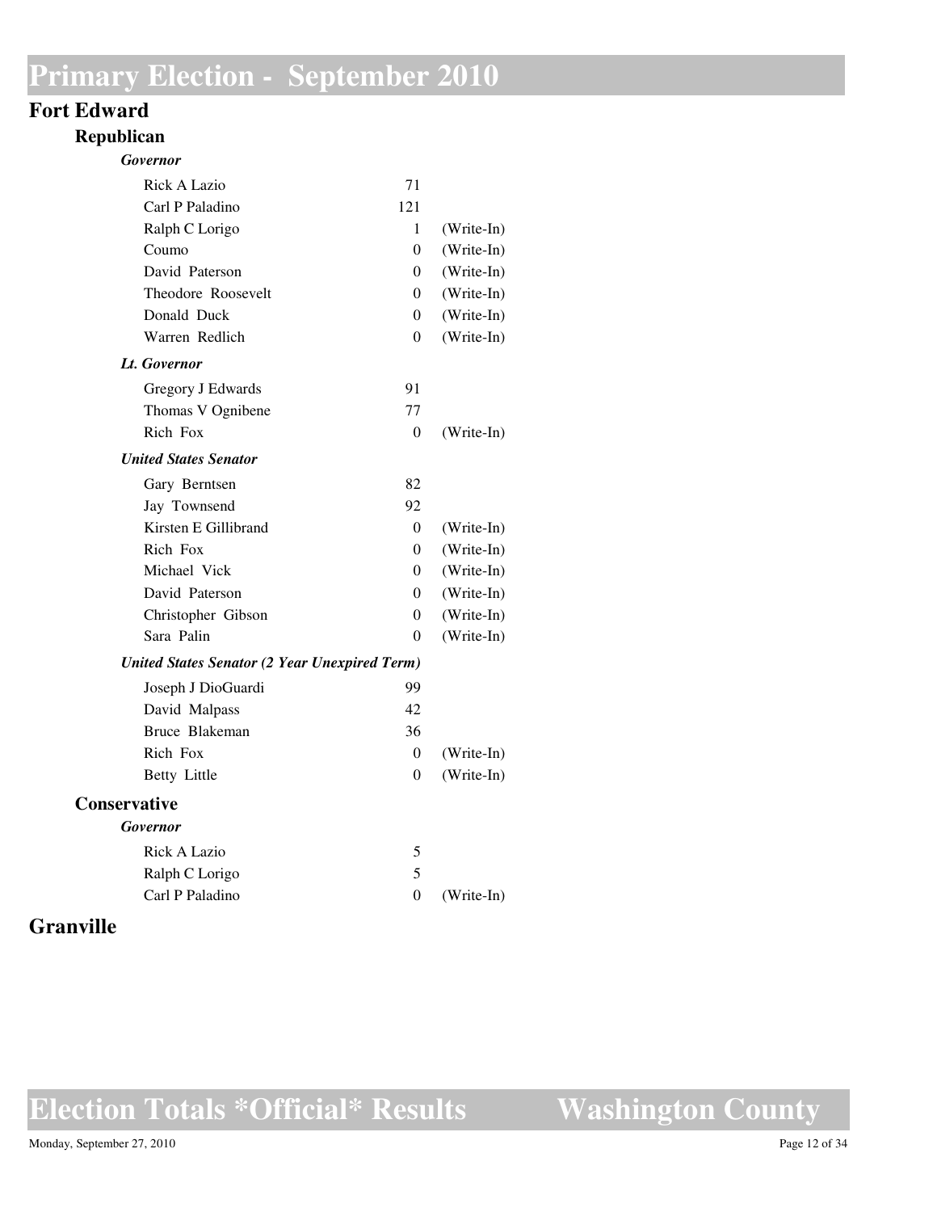# Primary Election - September 2010

## Fort Edward

### Republican

#### *Governor*

| | | |
|---|---|---|
| Rick A Lazio | 71 | |
| Carl P Paladino | 121 | |
| Ralph C Lorigo | 1 | (Write-In) |
| Coumo | 0 | (Write-In) |
| David Paterson | 0 | (Write-In) |
| Theodore Roosevelt | 0 | (Write-In) |
| Donald Duck | 0 | (Write-In) |
| Warren Redlich | 0 | (Write-In) |

#### *Lt. Governor*

| | | |
|---|---|---|
| Gregory J Edwards | 91 | |
| Thomas V Ognibene | 77 | |
| Rich Fox | 0 | (Write-In) |

#### *United States Senator*

| | | |
|---|---|---|
| Gary Berntsen | 82 | |
| Jay Townsend | 92 | |
| Kirsten E Gillibrand | 0 | (Write-In) |
| Rich Fox | 0 | (Write-In) |
| Michael Vick | 0 | (Write-In) |
| David Paterson | 0 | (Write-In) |
| Christopher Gibson | 0 | (Write-In) |
| Sara Palin | 0 | (Write-In) |

#### *United States Senator (2 Year Unexpired Term)*

| | | |
|---|---|---|
| Joseph J DioGuardi | 99 | |
| David Malpass | 42 | |
| Bruce Blakeman | 36 | |
| Rich Fox | 0 | (Write-In) |
| Betty Little | 0 | (Write-In) |

### Conservative

#### *Governor*

| | | |
|---|---|---|
| Rick A Lazio | 5 | |
| Ralph C Lorigo | 5 | |
| Carl P Paladino | 0 | (Write-In) |

## Granville

Election Totals *Official* Results Washington County

Monday, September 27, 2010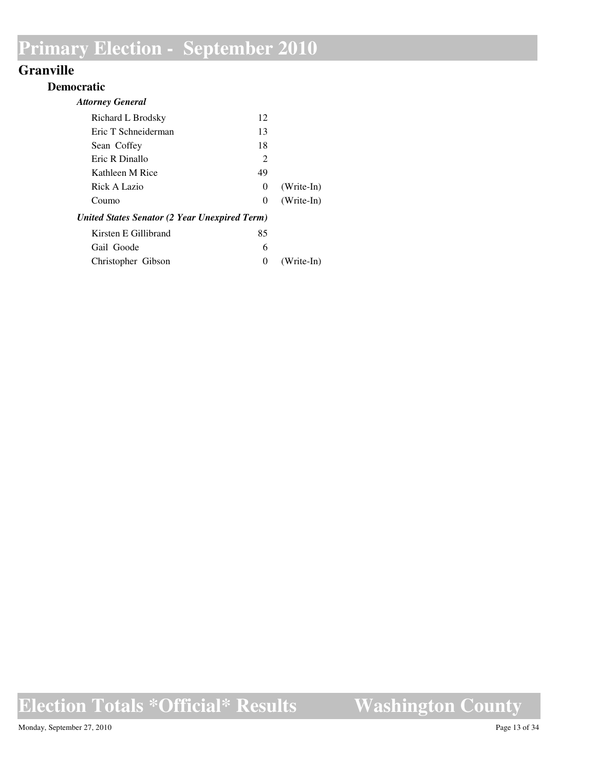# Primary Election - September 2010

## Granville

### Democratic

#### *Attorney General*

| | | |
|---|---|---|
| Richard L Brodsky | 12 | |
| Eric T Schneiderman | 13 | |
| Sean Coffey | 18 | |
| Eric R Dinallo | 2 | |
| Kathleen M Rice | 49 | |
| Rick A Lazio | 0 | (Write-In) |
| Coumo | 0 | (Write-In) |

#### *United States Senator (2 Year Unexpired Term)*

| | | |
|---|---|---|
| Kirsten E Gillibrand | 85 | |
| Gail Goode | 6 | |
| Christopher Gibson | 0 | (Write-In) |

# Election Totals *Official* Results Washington County

Monday, September 27, 2010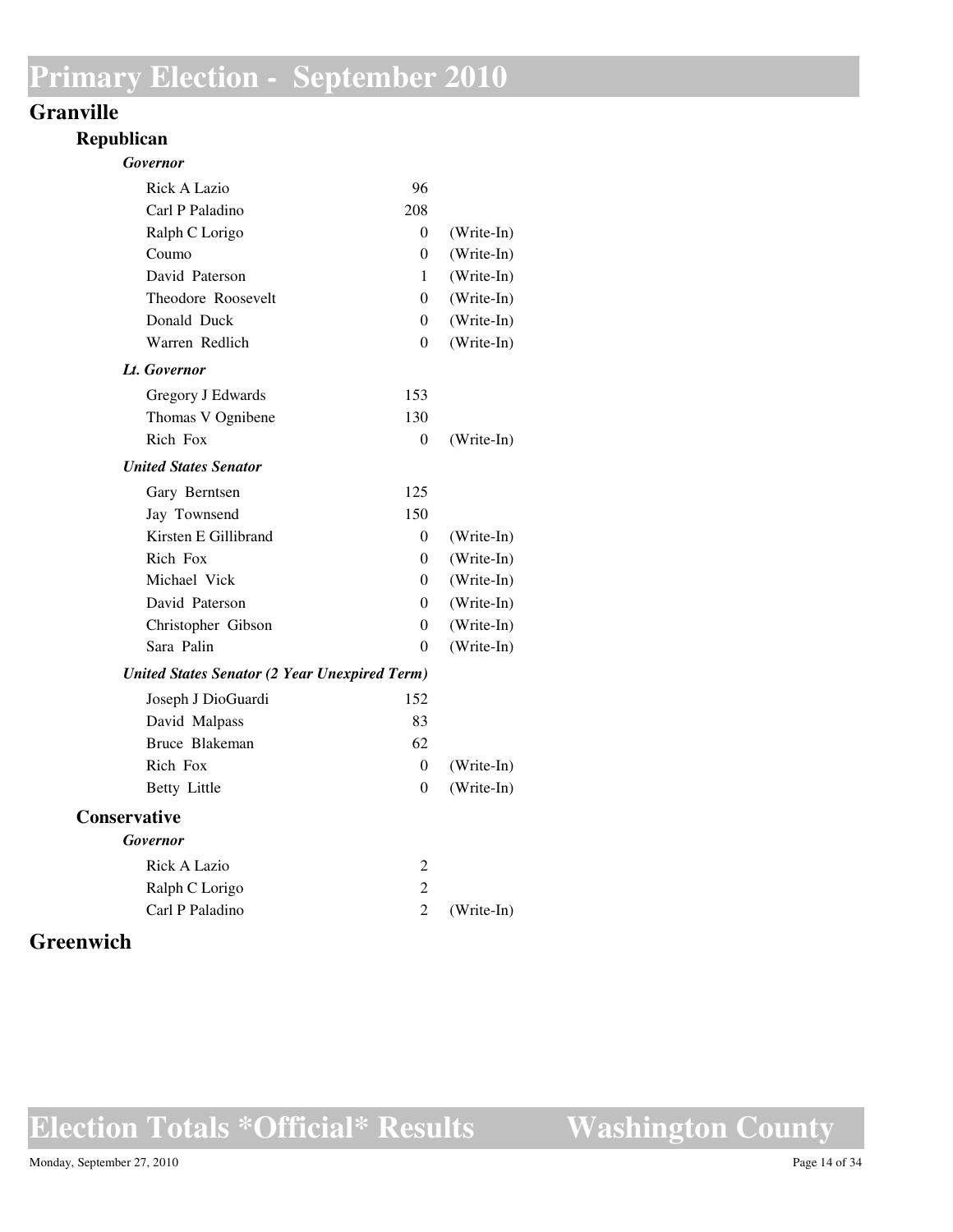# Primary Election - September 2010

## Granville

### Republican

#### *Governor*

| | | |
|---|---|---|
| Rick A Lazio | 96 | |
| Carl P Paladino | 208 | |
| Ralph C Lorigo | 0 | (Write-In) |
| Coumo | 0 | (Write-In) |
| David Paterson | 1 | (Write-In) |
| Theodore Roosevelt | 0 | (Write-In) |
| Donald Duck | 0 | (Write-In) |
| Warren Redlich | 0 | (Write-In) |

#### *Lt. Governor*

| | | |
|---|---|---|
| Gregory J Edwards | 153 | |
| Thomas V Ognibene | 130 | |
| Rich Fox | 0 | (Write-In) |

#### *United States Senator*

| | | |
|---|---|---|
| Gary Berntsen | 125 | |
| Jay Townsend | 150 | |
| Kirsten E Gillibrand | 0 | (Write-In) |
| Rich Fox | 0 | (Write-In) |
| Michael Vick | 0 | (Write-In) |
| David Paterson | 0 | (Write-In) |
| Christopher Gibson | 0 | (Write-In) |
| Sara Palin | 0 | (Write-In) |

#### *United States Senator (2 Year Unexpired Term)*

| | | |
|---|---|---|
| Joseph J DioGuardi | 152 | |
| David Malpass | 83 | |
| Bruce Blakeman | 62 | |
| Rich Fox | 0 | (Write-In) |
| Betty Little | 0 | (Write-In) |

### Conservative

#### *Governor*

| | | |
|---|---|---|
| Rick A Lazio | 2 | |
| Ralph C Lorigo | 2 | |
| Carl P Paladino | 2 | (Write-In) |

## Greenwich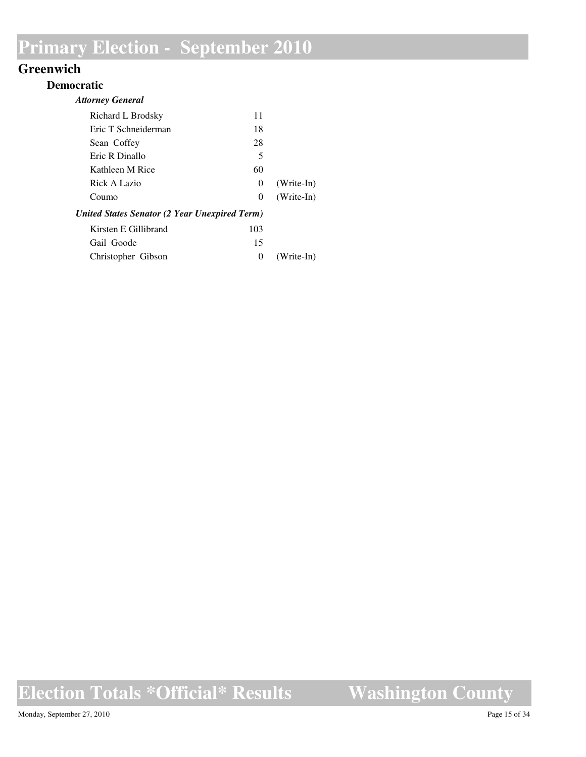# Primary Election - September 2010

## Greenwich

### Democratic

***Attorney General***

| | | |
|---|---|---|
| Richard L Brodsky | 11 | |
| Eric T Schneiderman | 18 | |
| Sean Coffey | 28 | |
| Eric R Dinallo | 5 | |
| Kathleen M Rice | 60 | |
| Rick A Lazio | 0 | (Write-In) |
| Coumo | 0 | (Write-In) |

***United States Senator (2 Year Unexpired Term)***

| | | |
|---|---|---|
| Kirsten E Gillibrand | 103 | |
| Gail Goode | 15 | |
| Christopher Gibson | 0 | (Write-In) |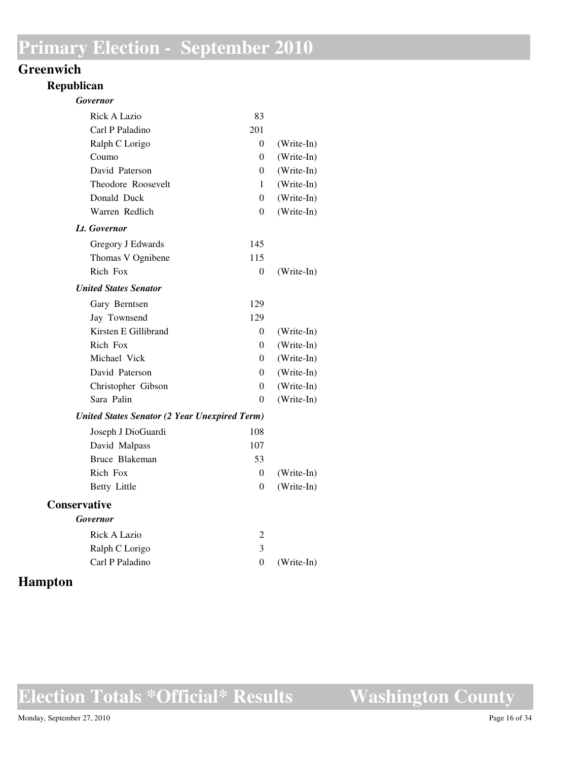## Greenwich

### Republican

#### *Governor*

| | | |
|---|---|---|
| Rick A Lazio | 83 | |
| Carl P Paladino | 201 | |
| Ralph C Lorigo | 0 | (Write-In) |
| Coumo | 0 | (Write-In) |
| David Paterson | 0 | (Write-In) |
| Theodore Roosevelt | 1 | (Write-In) |
| Donald Duck | 0 | (Write-In) |
| Warren Redlich | 0 | (Write-In) |

#### *Lt. Governor*

| | | |
|---|---|---|
| Gregory J Edwards | 145 | |
| Thomas V Ognibene | 115 | |
| Rich Fox | 0 | (Write-In) |

#### *United States Senator*

| | | |
|---|---|---|
| Gary Berntsen | 129 | |
| Jay Townsend | 129 | |
| Kirsten E Gillibrand | 0 | (Write-In) |
| Rich Fox | 0 | (Write-In) |
| Michael Vick | 0 | (Write-In) |
| David Paterson | 0 | (Write-In) |
| Christopher Gibson | 0 | (Write-In) |
| Sara Palin | 0 | (Write-In) |

#### *United States Senator (2 Year Unexpired Term)*

| | | |
|---|---|---|
| Joseph J DioGuardi | 108 | |
| David Malpass | 107 | |
| Bruce Blakeman | 53 | |
| Rich Fox | 0 | (Write-In) |
| Betty Little | 0 | (Write-In) |

### Conservative

#### *Governor*

| | | |
|---|---|---|
| Rick A Lazio | 2 | |
| Ralph C Lorigo | 3 | |
| Carl P Paladino | 0 | (Write-In) |

## Hampton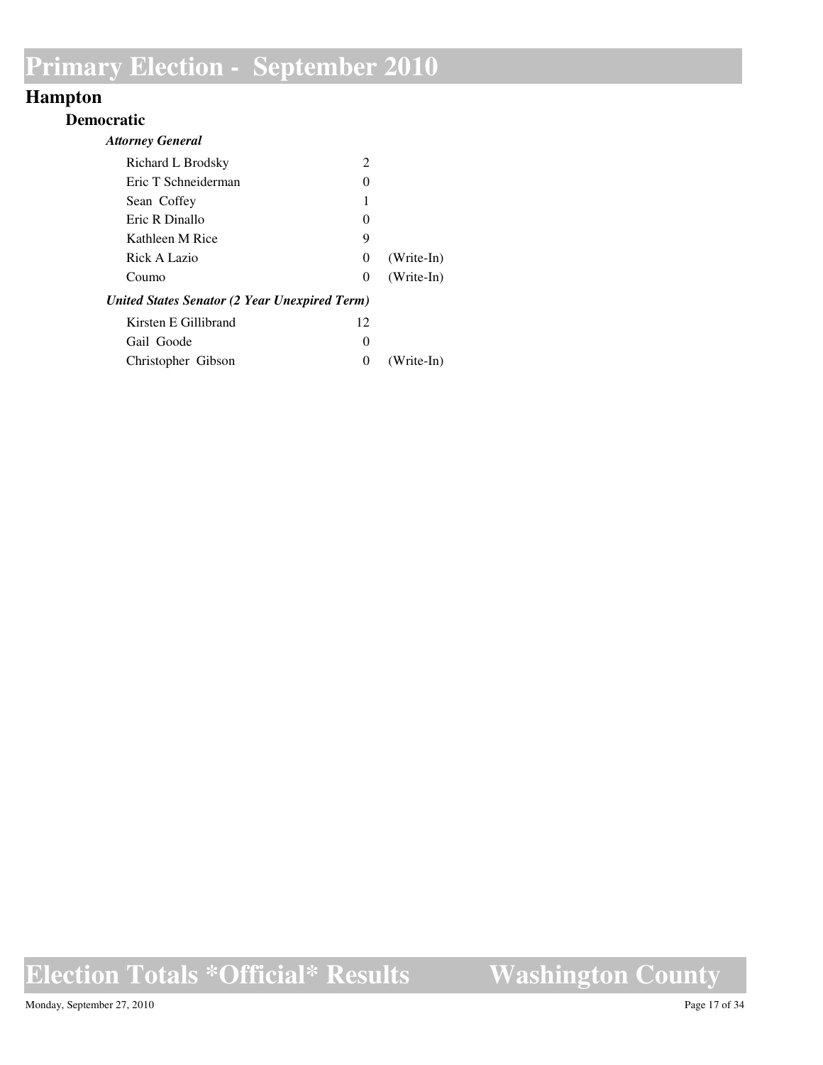# Primary Election - September 2010

## Hampton

### Democratic

***Attorney General***

| | | |
|---|---|---|
| Richard L Brodsky | 2 | |
| Eric T Schneiderman | 0 | |
| Sean Coffey | 1 | |
| Eric R Dinallo | 0 | |
| Kathleen M Rice | 9 | |
| Rick A Lazio | 0 | (Write-In) |
| Coumo | 0 | (Write-In) |

***United States Senator (2 Year Unexpired Term)***

| | | |
|---|---|---|
| Kirsten E Gillibrand | 12 | |
| Gail Goode | 0 | |
| Christopher Gibson | 0 | (Write-In) |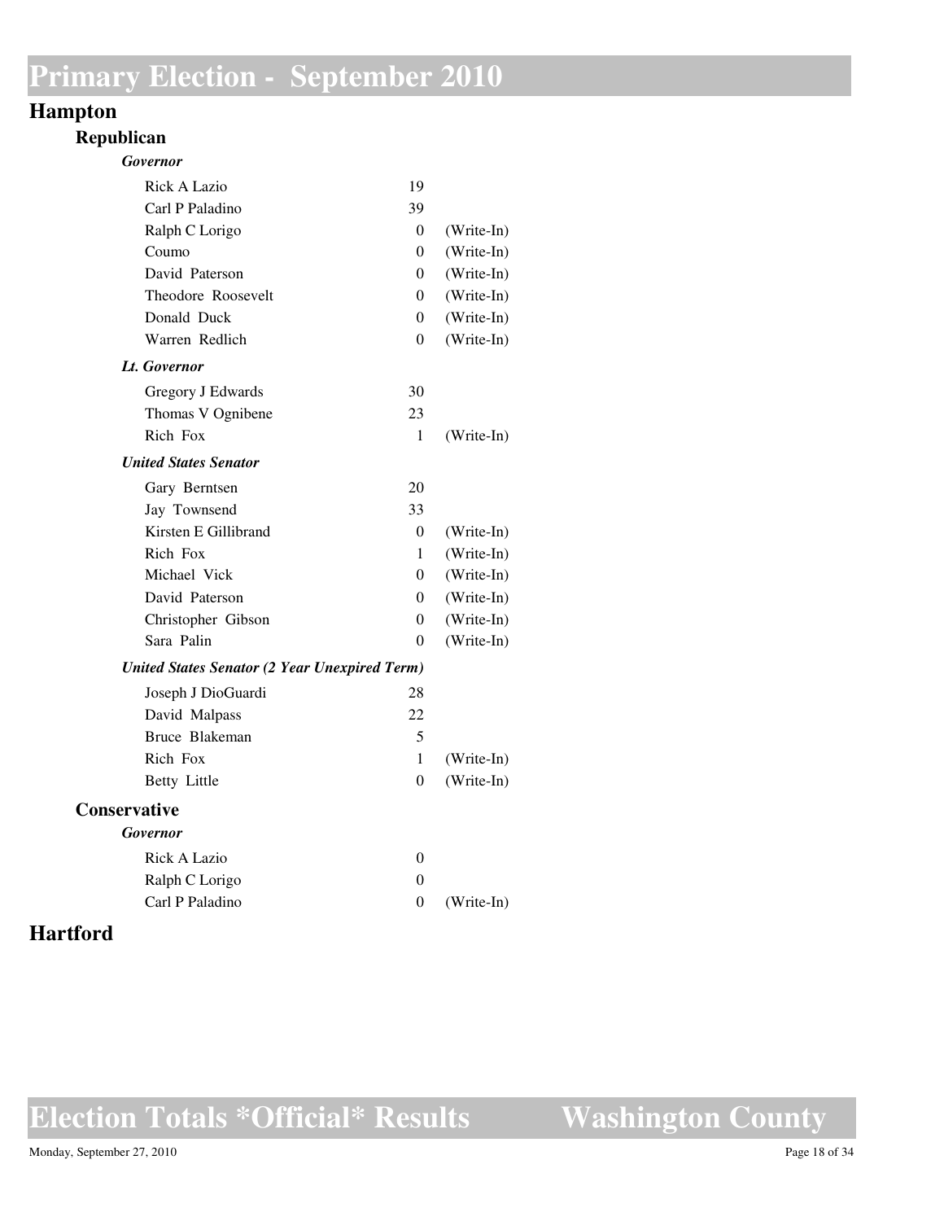# Primary Election - September 2010

## Hampton

### Republican

#### *Governor*

| | | |
|---|---|---|
| Rick A Lazio | 19 | |
| Carl P Paladino | 39 | |
| Ralph C Lorigo | 0 | (Write-In) |
| Coumo | 0 | (Write-In) |
| David Paterson | 0 | (Write-In) |
| Theodore Roosevelt | 0 | (Write-In) |
| Donald Duck | 0 | (Write-In) |
| Warren Redlich | 0 | (Write-In) |

#### *Lt. Governor*

| | | |
|---|---|---|
| Gregory J Edwards | 30 | |
| Thomas V Ognibene | 23 | |
| Rich Fox | 1 | (Write-In) |

#### *United States Senator*

| | | |
|---|---|---|
| Gary Berntsen | 20 | |
| Jay Townsend | 33 | |
| Kirsten E Gillibrand | 0 | (Write-In) |
| Rich Fox | 1 | (Write-In) |
| Michael Vick | 0 | (Write-In) |
| David Paterson | 0 | (Write-In) |
| Christopher Gibson | 0 | (Write-In) |
| Sara Palin | 0 | (Write-In) |

#### *United States Senator (2 Year Unexpired Term)*

| | | |
|---|---|---|
| Joseph J DioGuardi | 28 | |
| David Malpass | 22 | |
| Bruce Blakeman | 5 | |
| Rich Fox | 1 | (Write-In) |
| Betty Little | 0 | (Write-In) |

### Conservative

#### *Governor*

| | | |
|---|---|---|
| Rick A Lazio | 0 | |
| Ralph C Lorigo | 0 | |
| Carl P Paladino | 0 | (Write-In) |

## Hartford

Election Totals *Official* Results — Washington County

Monday, September 27, 2010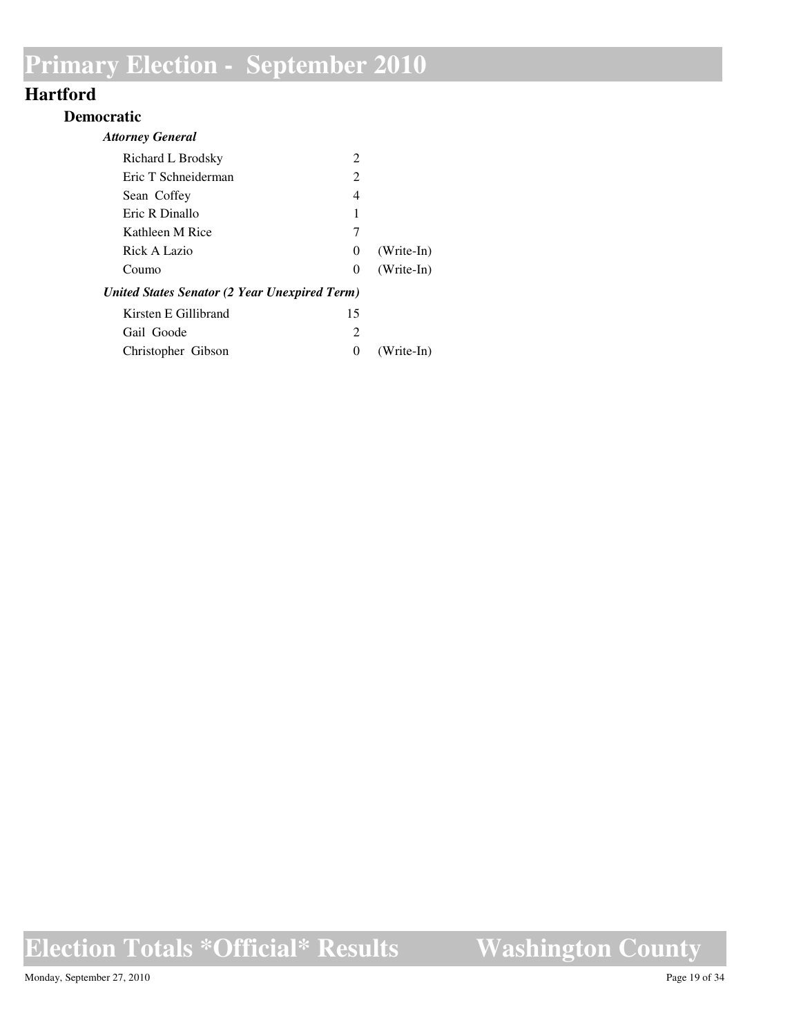# Primary Election - September 2010

## Hartford

### Democratic

#### *Attorney General*

| Candidate | Votes | |
|---|---|---|
| Richard L Brodsky | 2 | |
| Eric T Schneiderman | 2 | |
| Sean Coffey | 4 | |
| Eric R Dinallo | 1 | |
| Kathleen M Rice | 7 | |
| Rick A Lazio | 0 | (Write-In) |
| Coumo | 0 | (Write-In) |

#### *United States Senator (2 Year Unexpired Term)*

| Candidate | Votes | |
|---|---|---|
| Kirsten E Gillibrand | 15 | |
| Gail Goode | 2 | |
| Christopher Gibson | 0 | (Write-In) |

# Election Totals *Official* Results    Washington County

Monday, September 27, 2010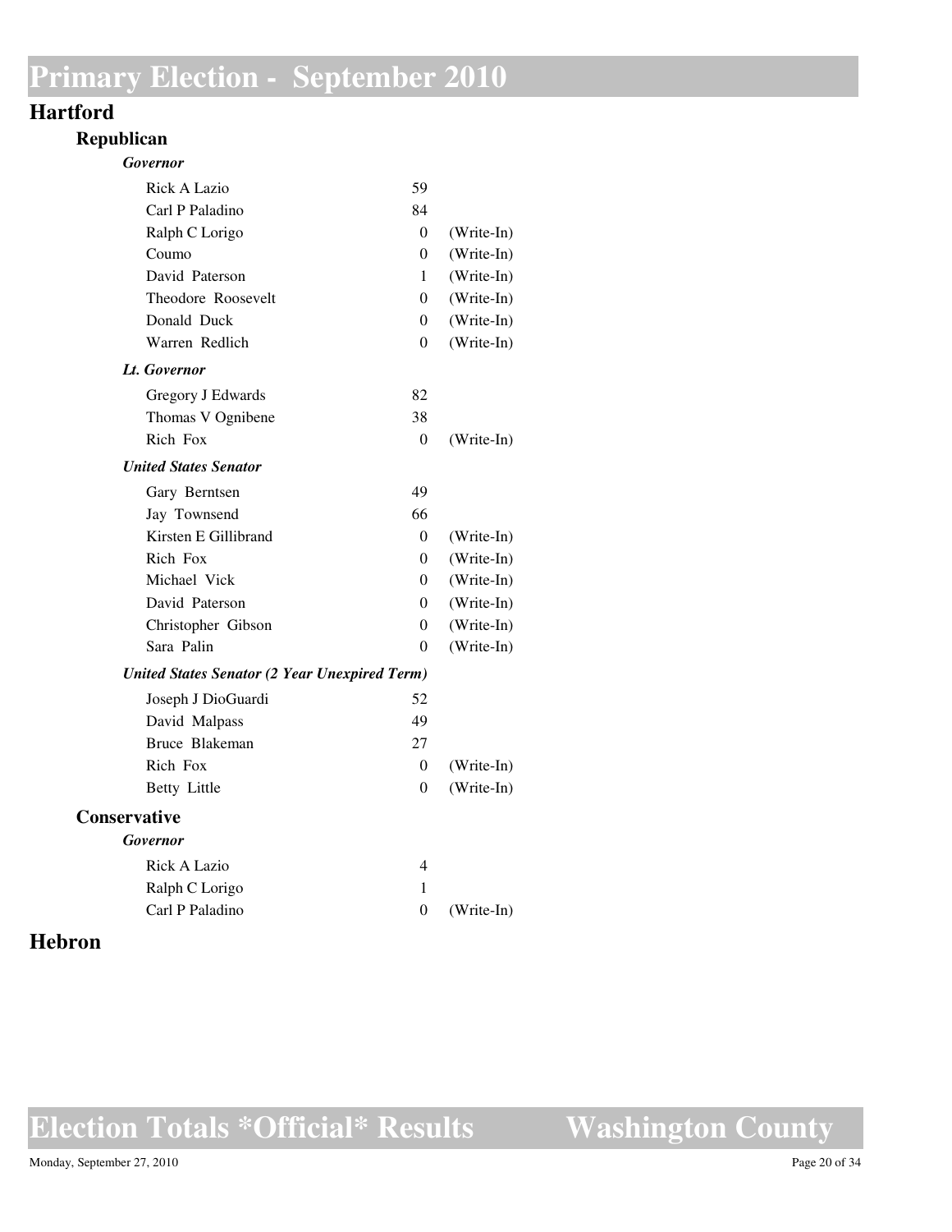# Primary Election - September 2010

## Hartford

### Republican

#### *Governor*

| | | |
|---|---|---|
| Rick A Lazio | 59 | |
| Carl P Paladino | 84 | |
| Ralph C Lorigo | 0 | (Write-In) |
| Coumo | 0 | (Write-In) |
| David Paterson | 1 | (Write-In) |
| Theodore Roosevelt | 0 | (Write-In) |
| Donald Duck | 0 | (Write-In) |
| Warren Redlich | 0 | (Write-In) |

#### *Lt. Governor*

| | | |
|---|---|---|
| Gregory J Edwards | 82 | |
| Thomas V Ognibene | 38 | |
| Rich Fox | 0 | (Write-In) |

#### *United States Senator*

| | | |
|---|---|---|
| Gary Berntsen | 49 | |
| Jay Townsend | 66 | |
| Kirsten E Gillibrand | 0 | (Write-In) |
| Rich Fox | 0 | (Write-In) |
| Michael Vick | 0 | (Write-In) |
| David Paterson | 0 | (Write-In) |
| Christopher Gibson | 0 | (Write-In) |
| Sara Palin | 0 | (Write-In) |

#### *United States Senator (2 Year Unexpired Term)*

| | | |
|---|---|---|
| Joseph J DioGuardi | 52 | |
| David Malpass | 49 | |
| Bruce Blakeman | 27 | |
| Rich Fox | 0 | (Write-In) |
| Betty Little | 0 | (Write-In) |

### Conservative

#### *Governor*

| | | |
|---|---|---|
| Rick A Lazio | 4 | |
| Ralph C Lorigo | 1 | |
| Carl P Paladino | 0 | (Write-In) |

## Hebron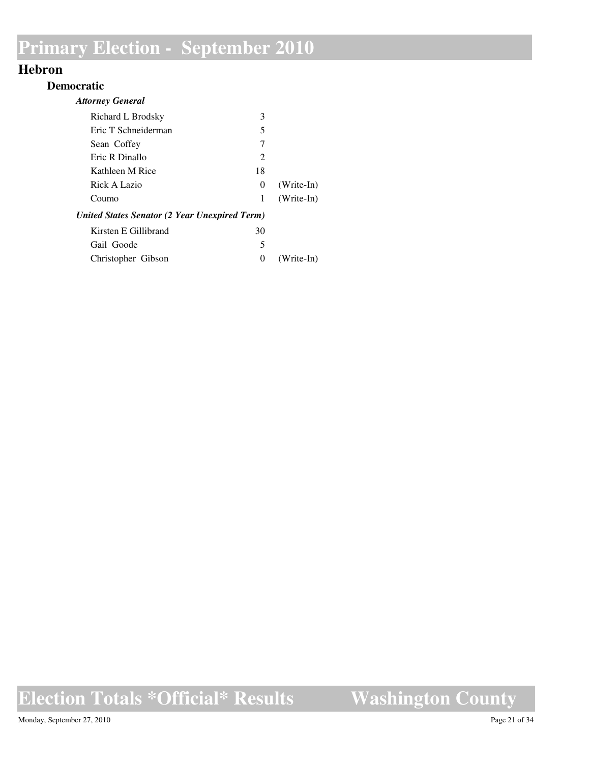# Primary Election - September 2010

## Hebron

### Democratic

***Attorney General***

| | | |
|---|---|---|
| Richard L Brodsky | 3 | |
| Eric T Schneiderman | 5 | |
| Sean Coffey | 7 | |
| Eric R Dinallo | 2 | |
| Kathleen M Rice | 18 | |
| Rick A Lazio | 0 | (Write-In) |
| Coumo | 1 | (Write-In) |

***United States Senator (2 Year Unexpired Term)***

| | | |
|---|---|---|
| Kirsten E Gillibrand | 30 | |
| Gail Goode | 5 | |
| Christopher Gibson | 0 | (Write-In) |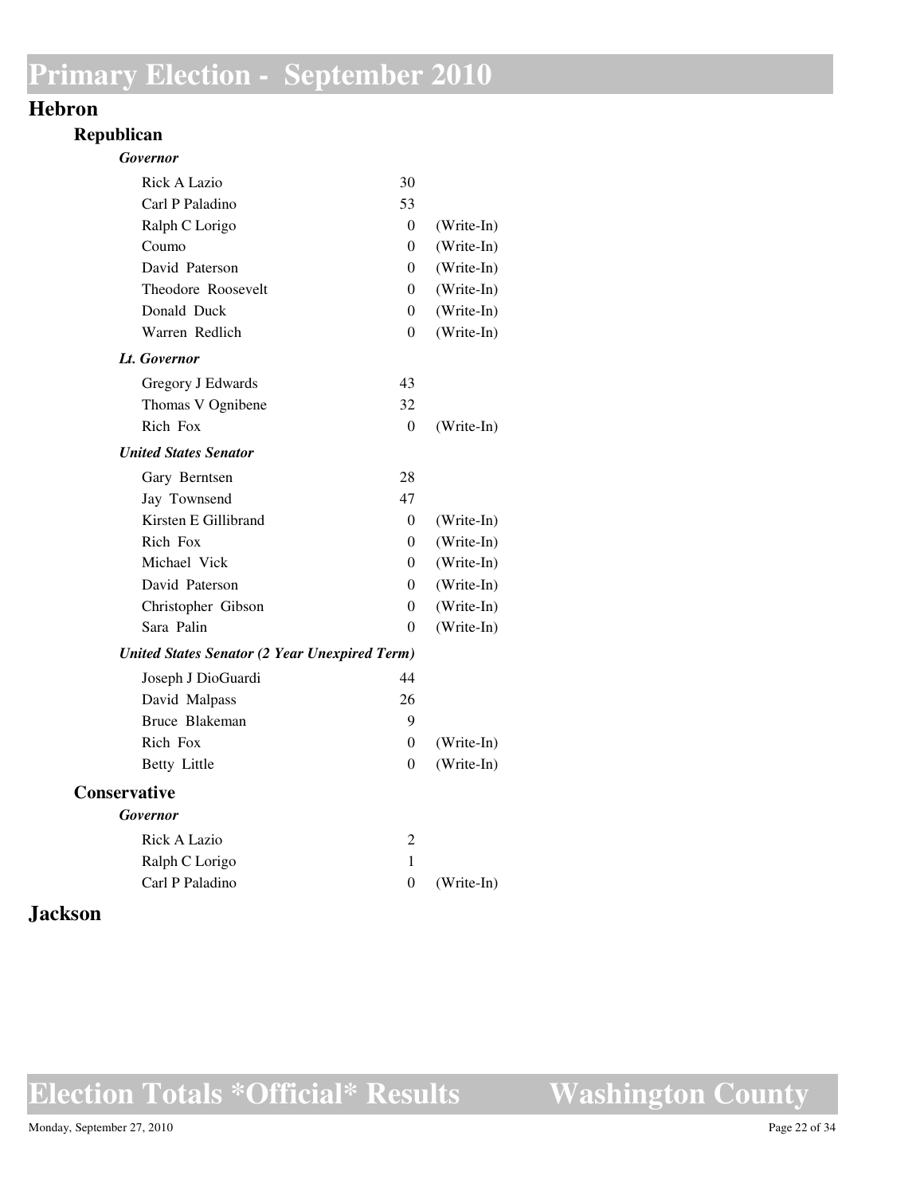# Primary Election - September 2010

## Hebron

### Republican

#### *Governor*

| | | |
|---|---|---|
| Rick A Lazio | 30 | |
| Carl P Paladino | 53 | |
| Ralph C Lorigo | 0 | (Write-In) |
| Coumo | 0 | (Write-In) |
| David Paterson | 0 | (Write-In) |
| Theodore Roosevelt | 0 | (Write-In) |
| Donald Duck | 0 | (Write-In) |
| Warren Redlich | 0 | (Write-In) |

#### *Lt. Governor*

| | | |
|---|---|---|
| Gregory J Edwards | 43 | |
| Thomas V Ognibene | 32 | |
| Rich Fox | 0 | (Write-In) |

#### *United States Senator*

| | | |
|---|---|---|
| Gary Berntsen | 28 | |
| Jay Townsend | 47 | |
| Kirsten E Gillibrand | 0 | (Write-In) |
| Rich Fox | 0 | (Write-In) |
| Michael Vick | 0 | (Write-In) |
| David Paterson | 0 | (Write-In) |
| Christopher Gibson | 0 | (Write-In) |
| Sara Palin | 0 | (Write-In) |

#### *United States Senator (2 Year Unexpired Term)*

| | | |
|---|---|---|
| Joseph J DioGuardi | 44 | |
| David Malpass | 26 | |
| Bruce Blakeman | 9 | |
| Rich Fox | 0 | (Write-In) |
| Betty Little | 0 | (Write-In) |

### Conservative

#### *Governor*

| | | |
|---|---|---|
| Rick A Lazio | 2 | |
| Ralph C Lorigo | 1 | |
| Carl P Paladino | 0 | (Write-In) |

## Jackson

Election Totals *Official* Results — Washington County

Monday, September 27, 2010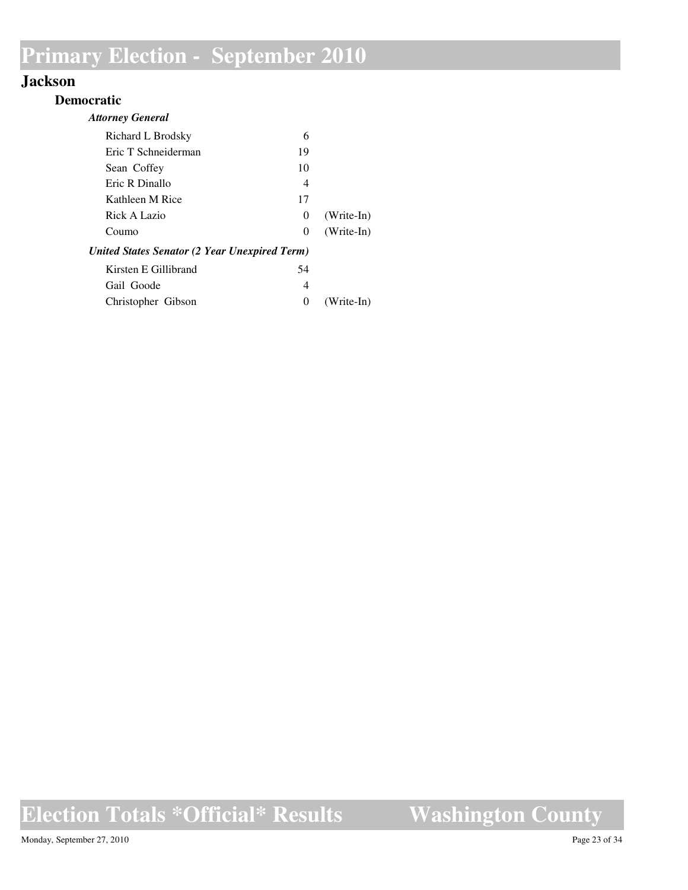# Primary Election - September 2010

## Jackson

### Democratic

***Attorney General***

| | | |
|---|---|---|
| Richard L Brodsky | 6 | |
| Eric T Schneiderman | 19 | |
| Sean Coffey | 10 | |
| Eric R Dinallo | 4 | |
| Kathleen M Rice | 17 | |
| Rick A Lazio | 0 | (Write-In) |
| Coumo | 0 | (Write-In) |

***United States Senator (2 Year Unexpired Term)***

| | | |
|---|---|---|
| Kirsten E Gillibrand | 54 | |
| Gail Goode | 4 | |
| Christopher Gibson | 0 | (Write-In) |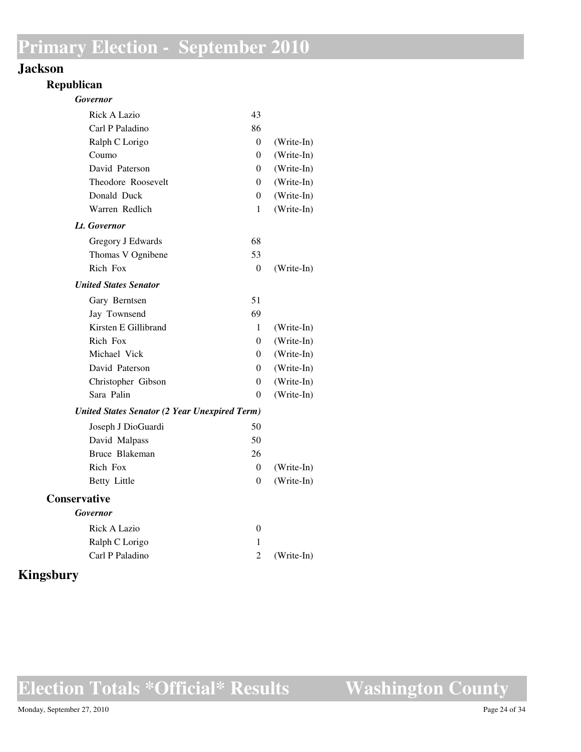# Primary Election - September 2010

## Jackson

### Republican

***Governor***

| | | |
|---|---|---|
| Rick A Lazio | 43 | |
| Carl P Paladino | 86 | |
| Ralph C Lorigo | 0 | (Write-In) |
| Coumo | 0 | (Write-In) |
| David Paterson | 0 | (Write-In) |
| Theodore Roosevelt | 0 | (Write-In) |
| Donald Duck | 0 | (Write-In) |
| Warren Redlich | 1 | (Write-In) |

***Lt. Governor***

| | | |
|---|---|---|
| Gregory J Edwards | 68 | |
| Thomas V Ognibene | 53 | |
| Rich Fox | 0 | (Write-In) |

***United States Senator***

| | | |
|---|---|---|
| Gary Berntsen | 51 | |
| Jay Townsend | 69 | |
| Kirsten E Gillibrand | 1 | (Write-In) |
| Rich Fox | 0 | (Write-In) |
| Michael Vick | 0 | (Write-In) |
| David Paterson | 0 | (Write-In) |
| Christopher Gibson | 0 | (Write-In) |
| Sara Palin | 0 | (Write-In) |

***United States Senator (2 Year Unexpired Term)***

| | | |
|---|---|---|
| Joseph J DioGuardi | 50 | |
| David Malpass | 50 | |
| Bruce Blakeman | 26 | |
| Rich Fox | 0 | (Write-In) |
| Betty Little | 0 | (Write-In) |

### Conservative

***Governor***

| | | |
|---|---|---|
| Rick A Lazio | 0 | |
| Ralph C Lorigo | 1 | |
| Carl P Paladino | 2 | (Write-In) |

## Kingsbury

# Election Totals *Official* Results    Washington County

Monday, September 27, 2010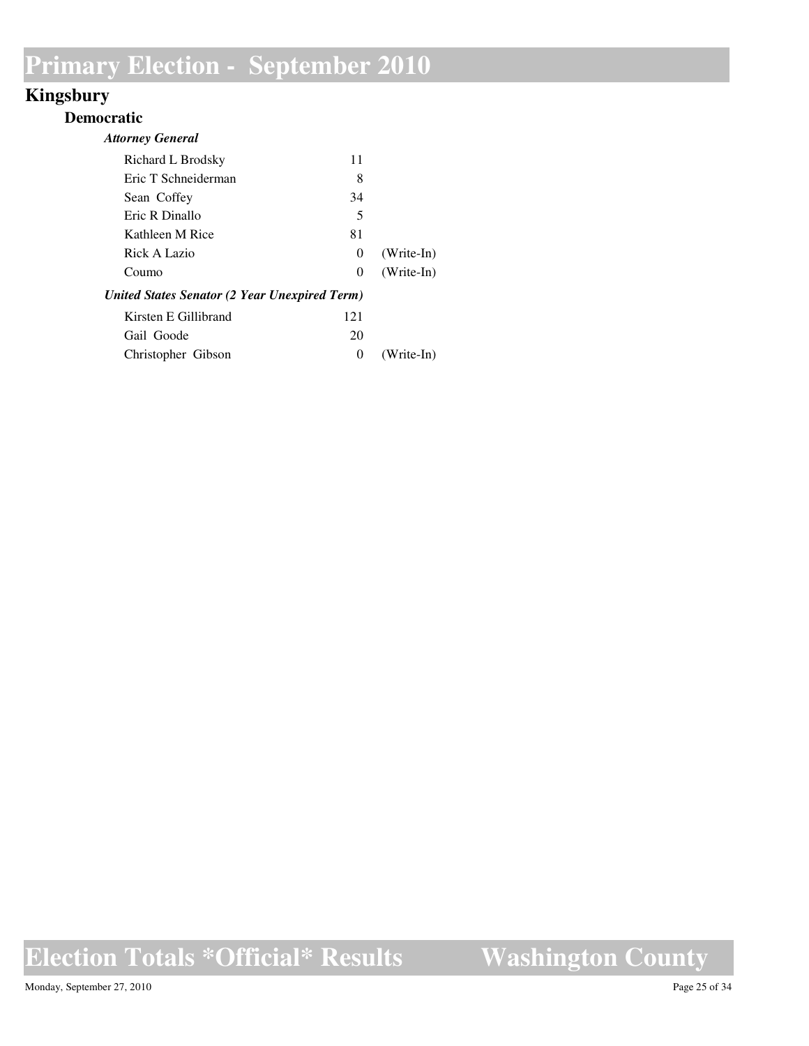# Primary Election - September 2010

## Kingsbury

### Democratic

***Attorney General***

| Candidate | Votes | |
|---|---|---|
| Richard L Brodsky | 11 | |
| Eric T Schneiderman | 8 | |
| Sean Coffey | 34 | |
| Eric R Dinallo | 5 | |
| Kathleen M Rice | 81 | |
| Rick A Lazio | 0 | (Write-In) |
| Coumo | 0 | (Write-In) |

***United States Senator (2 Year Unexpired Term)***

| Candidate | Votes | |
|---|---|---|
| Kirsten E Gillibrand | 121 | |
| Gail Goode | 20 | |
| Christopher Gibson | 0 | (Write-In) |

# Election Totals *Official* Results — Washington County

Monday, September 27, 2010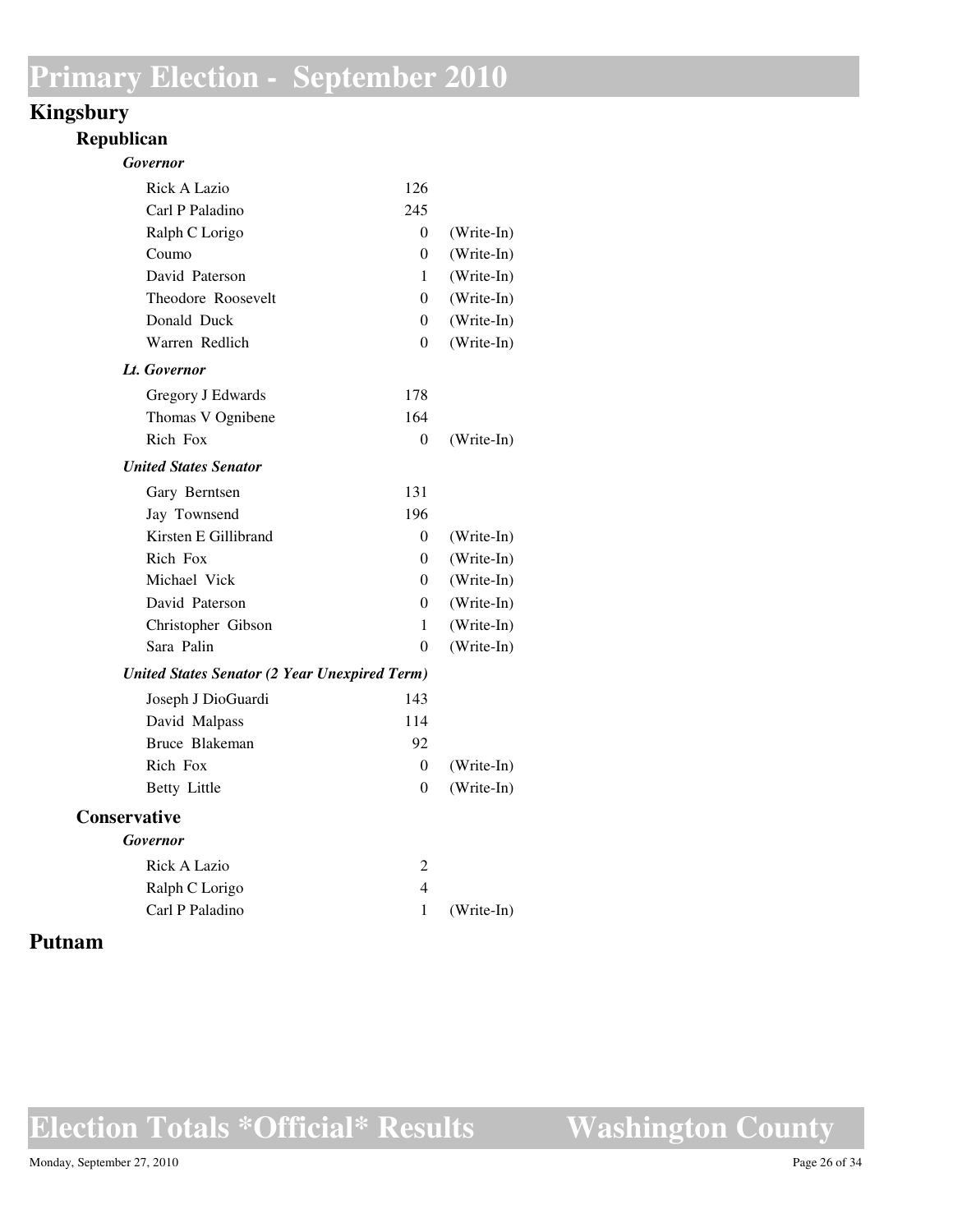# Primary Election - September 2010

## Kingsbury

### Republican

#### *Governor*

| | | |
|---|---|---|
| Rick A Lazio | 126 | |
| Carl P Paladino | 245 | |
| Ralph C Lorigo | 0 | (Write-In) |
| Coumo | 0 | (Write-In) |
| David Paterson | 1 | (Write-In) |
| Theodore Roosevelt | 0 | (Write-In) |
| Donald Duck | 0 | (Write-In) |
| Warren Redlich | 0 | (Write-In) |

#### *Lt. Governor*

| | | |
|---|---|---|
| Gregory J Edwards | 178 | |
| Thomas V Ognibene | 164 | |
| Rich Fox | 0 | (Write-In) |

#### *United States Senator*

| | | |
|---|---|---|
| Gary Berntsen | 131 | |
| Jay Townsend | 196 | |
| Kirsten E Gillibrand | 0 | (Write-In) |
| Rich Fox | 0 | (Write-In) |
| Michael Vick | 0 | (Write-In) |
| David Paterson | 0 | (Write-In) |
| Christopher Gibson | 1 | (Write-In) |
| Sara Palin | 0 | (Write-In) |

#### *United States Senator (2 Year Unexpired Term)*

| | | |
|---|---|---|
| Joseph J DioGuardi | 143 | |
| David Malpass | 114 | |
| Bruce Blakeman | 92 | |
| Rich Fox | 0 | (Write-In) |
| Betty Little | 0 | (Write-In) |

### Conservative

#### *Governor*

| | | |
|---|---|---|
| Rick A Lazio | 2 | |
| Ralph C Lorigo | 4 | |
| Carl P Paladino | 1 | (Write-In) |

## Putnam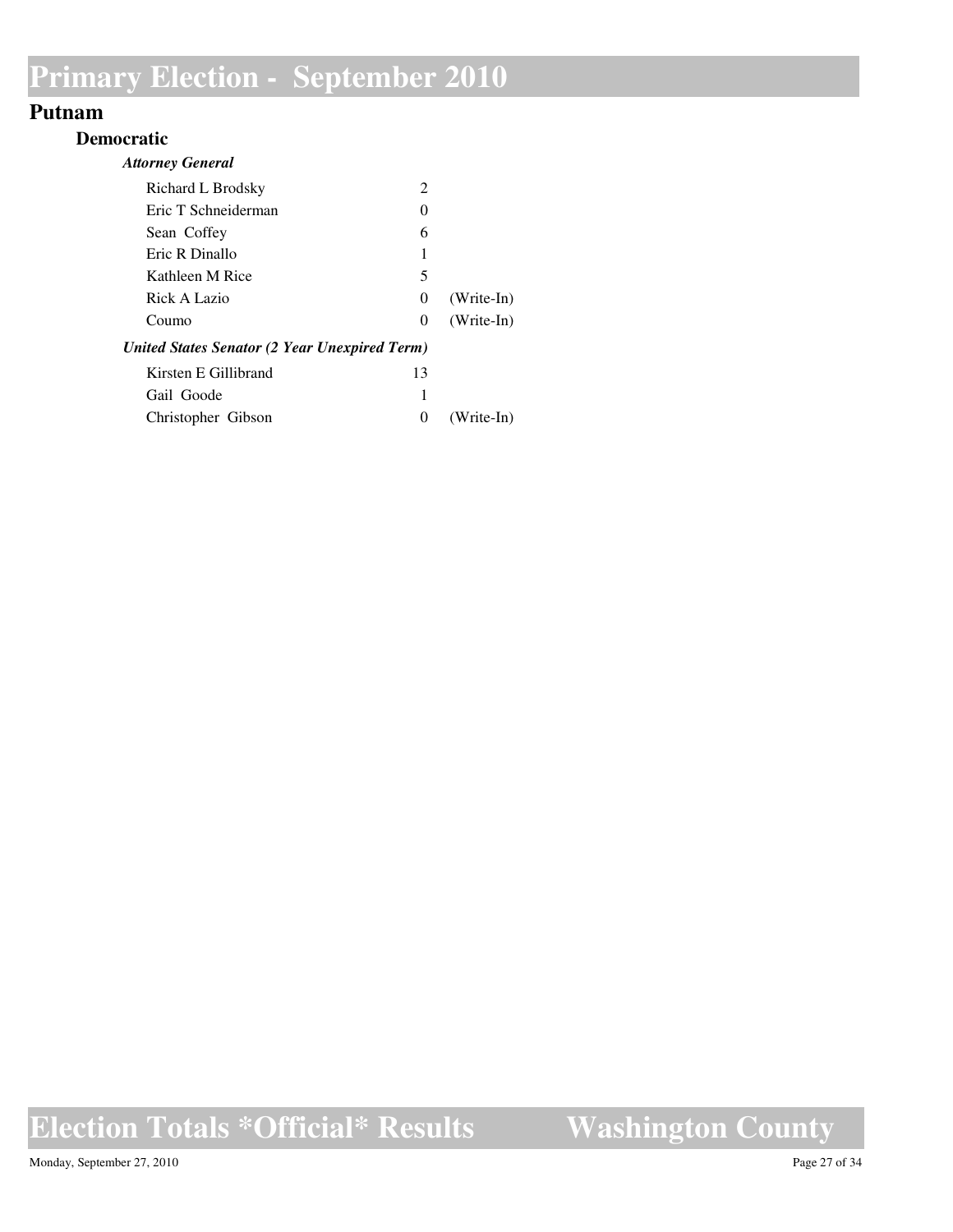# Primary Election - September 2010

## Putnam

### Democratic

***Attorney General***

| | | |
|---|---|---|
| Richard L Brodsky | 2 | |
| Eric T Schneiderman | 0 | |
| Sean Coffey | 6 | |
| Eric R Dinallo | 1 | |
| Kathleen M Rice | 5 | |
| Rick A Lazio | 0 | (Write-In) |
| Coumo | 0 | (Write-In) |

***United States Senator (2 Year Unexpired Term)***

| | | |
|---|---|---|
| Kirsten E Gillibrand | 13 | |
| Gail Goode | 1 | |
| Christopher Gibson | 0 | (Write-In) |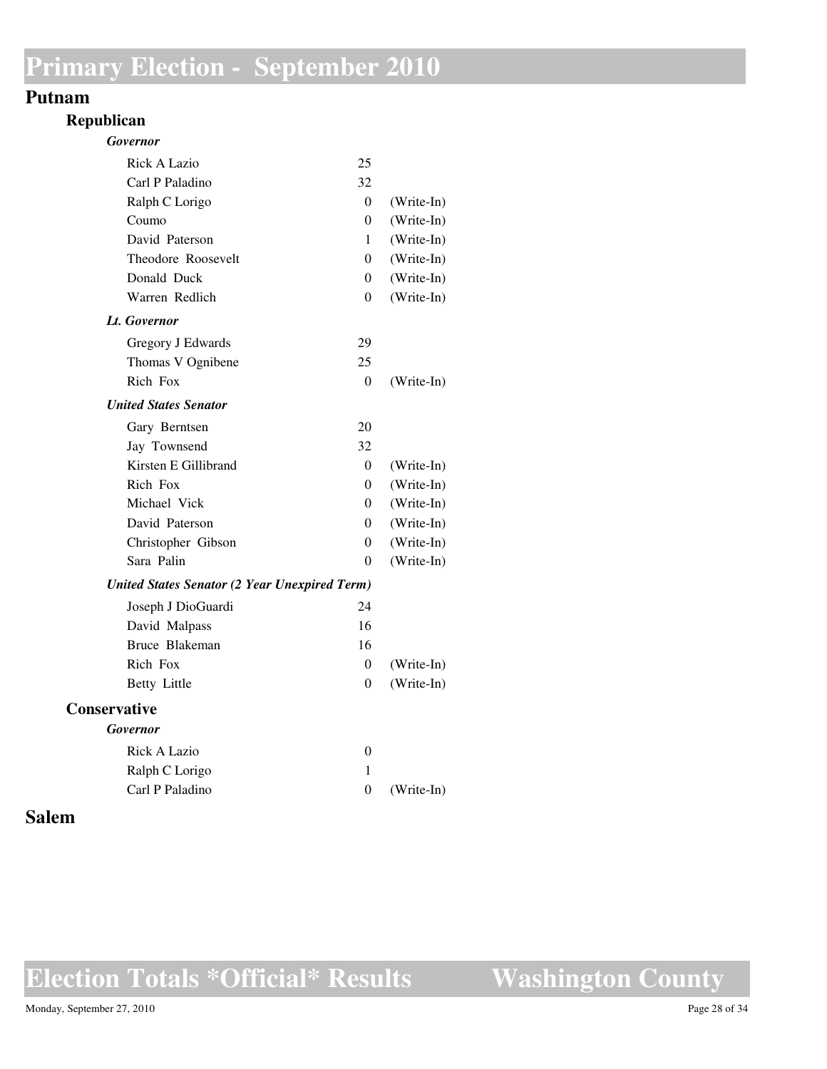## Putnam

### Republican

#### *Governor*

| | | |
|---|---|---|
| Rick A Lazio | 25 | |
| Carl P Paladino | 32 | |
| Ralph C Lorigo | 0 | (Write-In) |
| Coumo | 0 | (Write-In) |
| David Paterson | 1 | (Write-In) |
| Theodore Roosevelt | 0 | (Write-In) |
| Donald Duck | 0 | (Write-In) |
| Warren Redlich | 0 | (Write-In) |

#### *Lt. Governor*

| | | |
|---|---|---|
| Gregory J Edwards | 29 | |
| Thomas V Ognibene | 25 | |
| Rich Fox | 0 | (Write-In) |

#### *United States Senator*

| | | |
|---|---|---|
| Gary Berntsen | 20 | |
| Jay Townsend | 32 | |
| Kirsten E Gillibrand | 0 | (Write-In) |
| Rich Fox | 0 | (Write-In) |
| Michael Vick | 0 | (Write-In) |
| David Paterson | 0 | (Write-In) |
| Christopher Gibson | 0 | (Write-In) |
| Sara Palin | 0 | (Write-In) |

#### *United States Senator (2 Year Unexpired Term)*

| | | |
|---|---|---|
| Joseph J DioGuardi | 24 | |
| David Malpass | 16 | |
| Bruce Blakeman | 16 | |
| Rich Fox | 0 | (Write-In) |
| Betty Little | 0 | (Write-In) |

### Conservative

#### *Governor*

| | | |
|---|---|---|
| Rick A Lazio | 0 | |
| Ralph C Lorigo | 1 | |
| Carl P Paladino | 0 | (Write-In) |

## Salem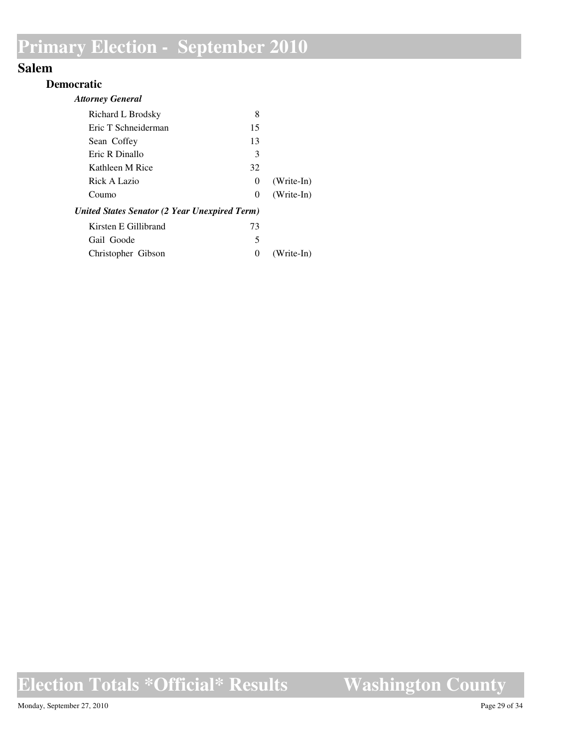# Primary Election - September 2010

## Salem

### Democratic

#### *Attorney General*

| | | |
|---|---|---|
| Richard L Brodsky | 8 | |
| Eric T Schneiderman | 15 | |
| Sean Coffey | 13 | |
| Eric R Dinallo | 3 | |
| Kathleen M Rice | 32 | |
| Rick A Lazio | 0 | (Write-In) |
| Coumo | 0 | (Write-In) |

#### *United States Senator (2 Year Unexpired Term)*

| | | |
|---|---|---|
| Kirsten E Gillibrand | 73 | |
| Gail Goode | 5 | |
| Christopher Gibson | 0 | (Write-In) |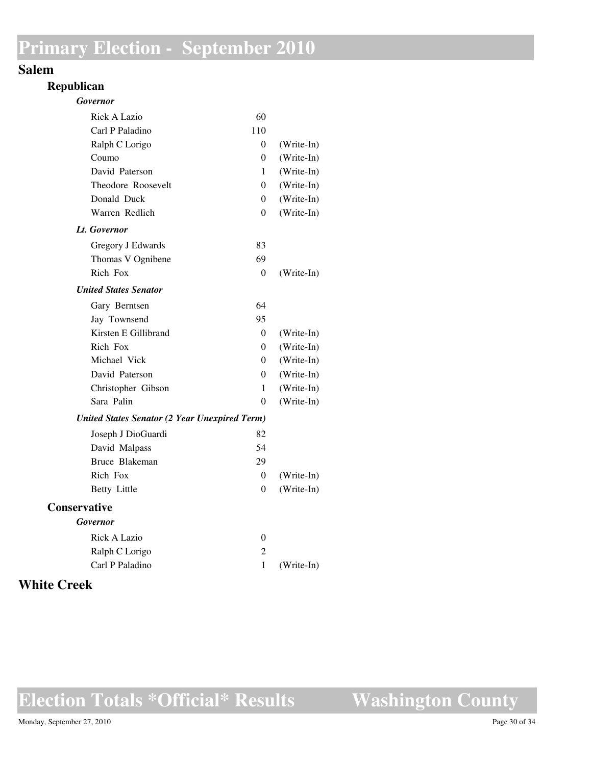# Primary Election - September 2010

## Salem

### Republican

#### *Governor*

| | | |
|---|---|---|
| Rick A Lazio | 60 | |
| Carl P Paladino | 110 | |
| Ralph C Lorigo | 0 | (Write-In) |
| Coumo | 0 | (Write-In) |
| David Paterson | 1 | (Write-In) |
| Theodore Roosevelt | 0 | (Write-In) |
| Donald Duck | 0 | (Write-In) |
| Warren Redlich | 0 | (Write-In) |

#### *Lt. Governor*

| | | |
|---|---|---|
| Gregory J Edwards | 83 | |
| Thomas V Ognibene | 69 | |
| Rich Fox | 0 | (Write-In) |

#### *United States Senator*

| | | |
|---|---|---|
| Gary Berntsen | 64 | |
| Jay Townsend | 95 | |
| Kirsten E Gillibrand | 0 | (Write-In) |
| Rich Fox | 0 | (Write-In) |
| Michael Vick | 0 | (Write-In) |
| David Paterson | 0 | (Write-In) |
| Christopher Gibson | 1 | (Write-In) |
| Sara Palin | 0 | (Write-In) |

#### *United States Senator (2 Year Unexpired Term)*

| | | |
|---|---|---|
| Joseph J DioGuardi | 82 | |
| David Malpass | 54 | |
| Bruce Blakeman | 29 | |
| Rich Fox | 0 | (Write-In) |
| Betty Little | 0 | (Write-In) |

### Conservative

#### *Governor*

| | | |
|---|---|---|
| Rick A Lazio | 0 | |
| Ralph C Lorigo | 2 | |
| Carl P Paladino | 1 | (Write-In) |

## White Creek

Election Totals *Official* Results — Washington County

Monday, September 27, 2010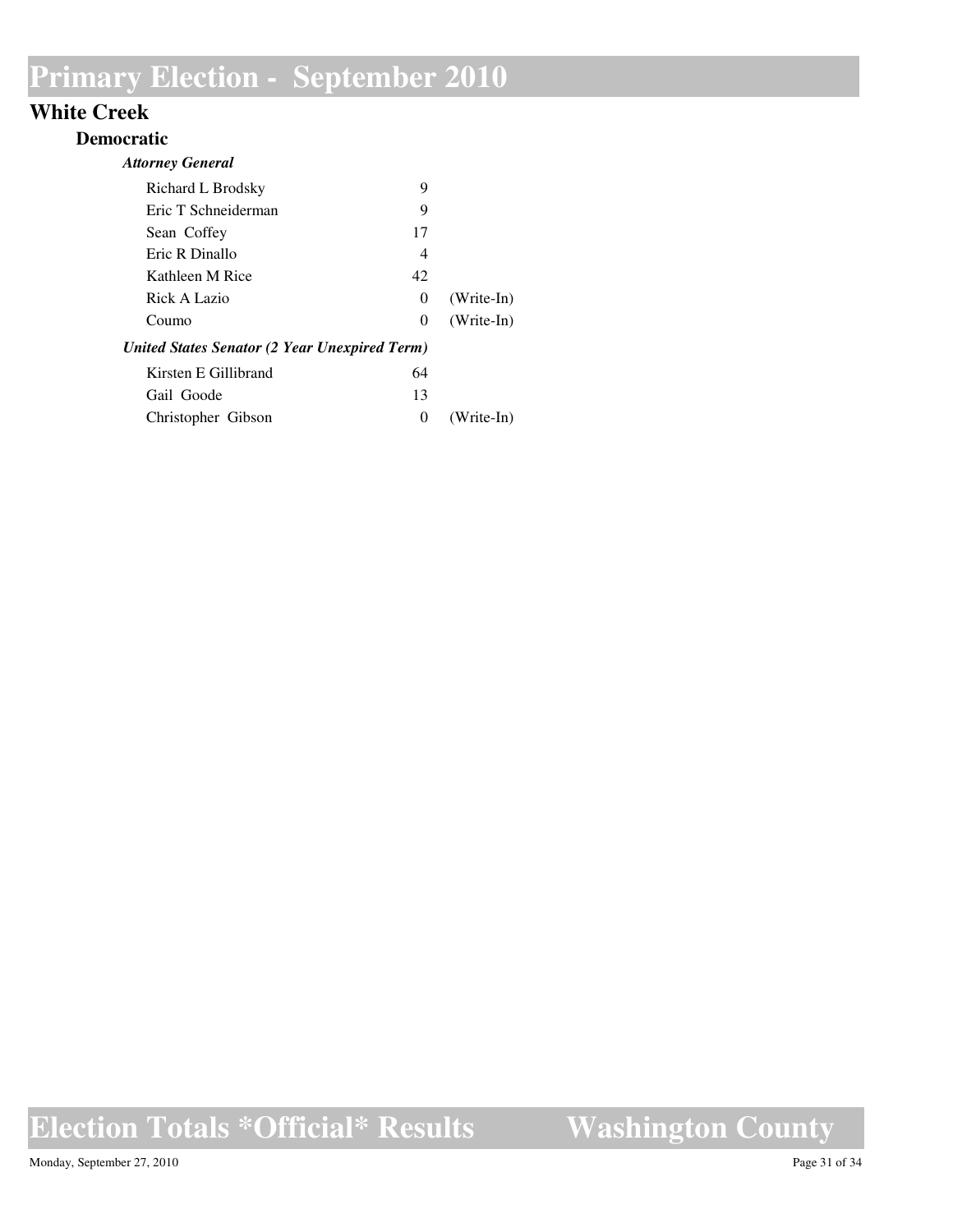# Primary Election - September 2010

## White Creek

### Democratic

#### *Attorney General*

| | | |
|---|---|---|
| Richard L Brodsky | 9 | |
| Eric T Schneiderman | 9 | |
| Sean Coffey | 17 | |
| Eric R Dinallo | 4 | |
| Kathleen M Rice | 42 | |
| Rick A Lazio | 0 | (Write-In) |
| Coumo | 0 | (Write-In) |

#### *United States Senator (2 Year Unexpired Term)*

| | | |
|---|---|---|
| Kirsten E Gillibrand | 64 | |
| Gail Goode | 13 | |
| Christopher Gibson | 0 | (Write-In) |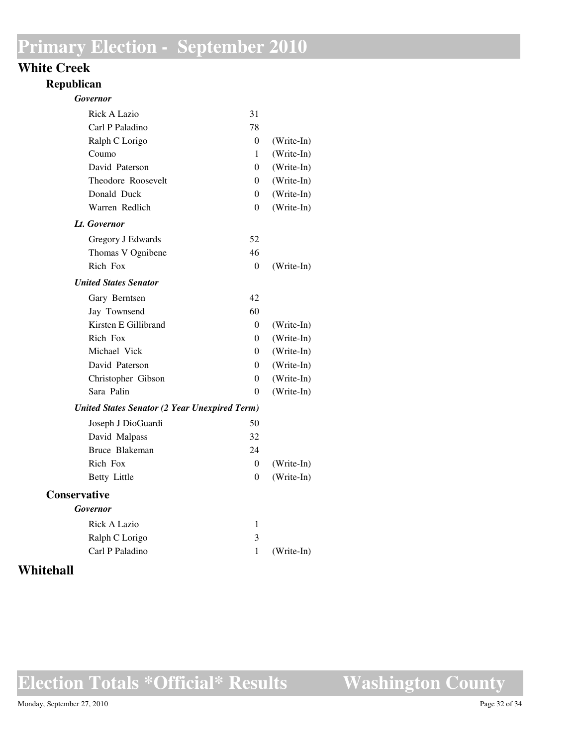# Primary Election - September 2010

## White Creek

### Republican

#### *Governor*

| | | |
|---|---|---|
| Rick A Lazio | 31 | |
| Carl P Paladino | 78 | |
| Ralph C Lorigo | 0 | (Write-In) |
| Coumo | 1 | (Write-In) |
| David Paterson | 0 | (Write-In) |
| Theodore Roosevelt | 0 | (Write-In) |
| Donald Duck | 0 | (Write-In) |
| Warren Redlich | 0 | (Write-In) |

#### *Lt. Governor*

| | | |
|---|---|---|
| Gregory J Edwards | 52 | |
| Thomas V Ognibene | 46 | |
| Rich Fox | 0 | (Write-In) |

#### *United States Senator*

| | | |
|---|---|---|
| Gary Berntsen | 42 | |
| Jay Townsend | 60 | |
| Kirsten E Gillibrand | 0 | (Write-In) |
| Rich Fox | 0 | (Write-In) |
| Michael Vick | 0 | (Write-In) |
| David Paterson | 0 | (Write-In) |
| Christopher Gibson | 0 | (Write-In) |
| Sara Palin | 0 | (Write-In) |

#### *United States Senator (2 Year Unexpired Term)*

| | | |
|---|---|---|
| Joseph J DioGuardi | 50 | |
| David Malpass | 32 | |
| Bruce Blakeman | 24 | |
| Rich Fox | 0 | (Write-In) |
| Betty Little | 0 | (Write-In) |

### Conservative

#### *Governor*

| | | |
|---|---|---|
| Rick A Lazio | 1 | |
| Ralph C Lorigo | 3 | |
| Carl P Paladino | 1 | (Write-In) |

## Whitehall

Election Totals *Official* Results — Washington County

Monday, September 27, 2010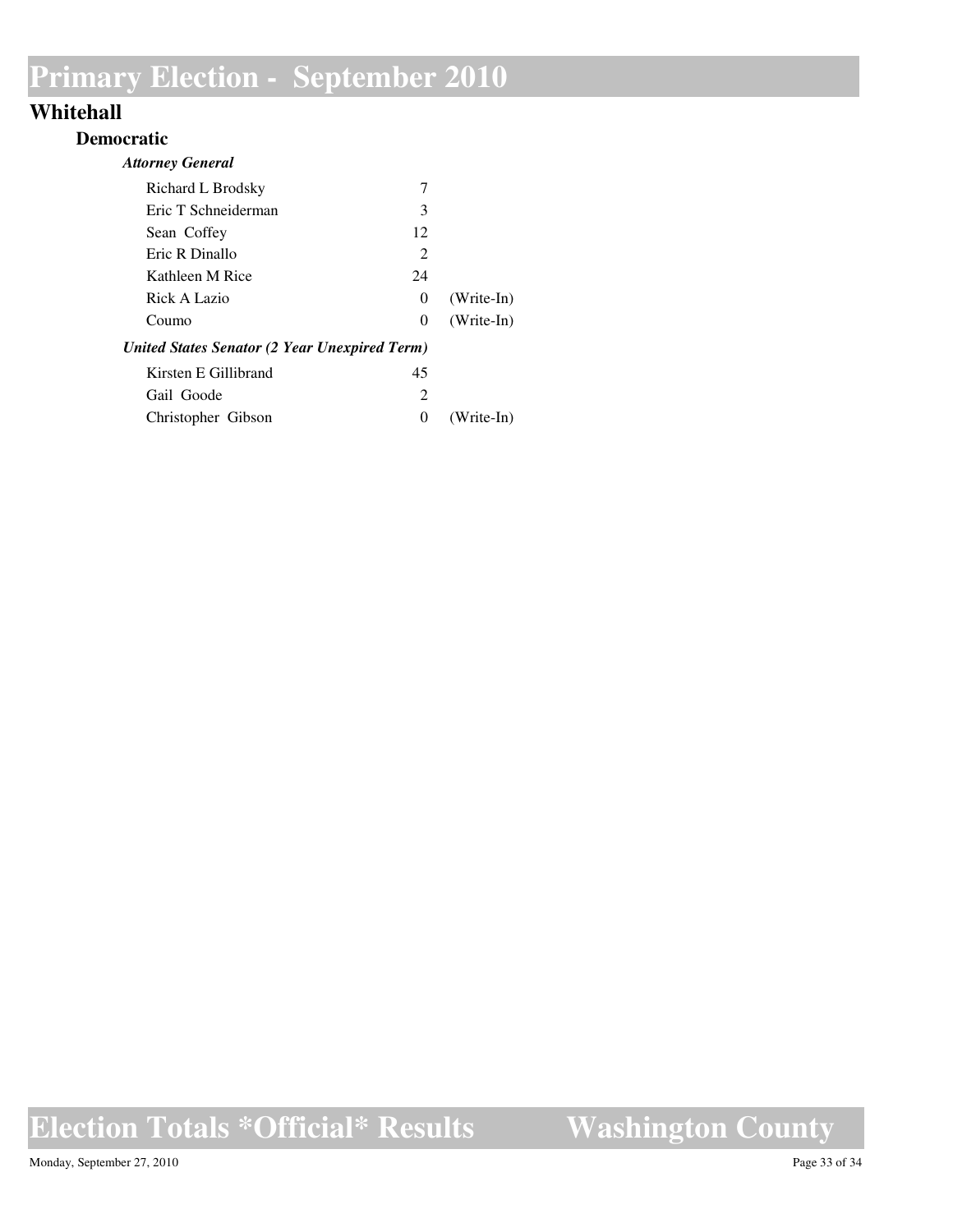# Primary Election - September 2010

## Whitehall

### Democratic

***Attorney General***

| | | |
|---|---|---|
| Richard L Brodsky | 7 | |
| Eric T Schneiderman | 3 | |
| Sean Coffey | 12 | |
| Eric R Dinallo | 2 | |
| Kathleen M Rice | 24 | |
| Rick A Lazio | 0 | (Write-In) |
| Coumo | 0 | (Write-In) |

***United States Senator (2 Year Unexpired Term)***

| | | |
|---|---|---|
| Kirsten E Gillibrand | 45 | |
| Gail Goode | 2 | |
| Christopher Gibson | 0 | (Write-In) |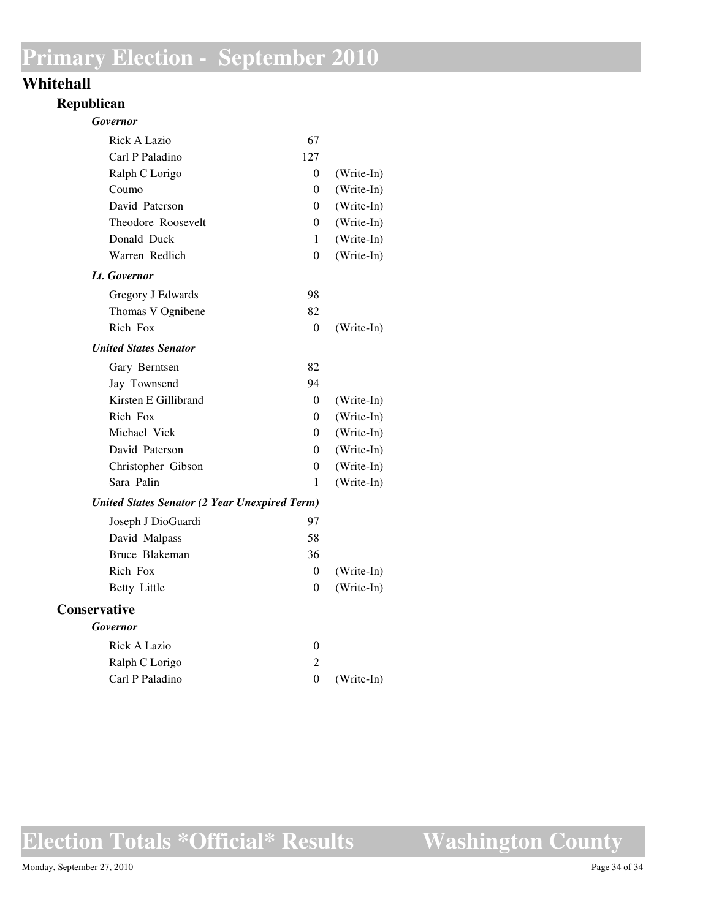# Primary Election - September 2010

## Whitehall

### Republican

***Governor***

| | | |
|---|---|---|
| Rick A Lazio | 67 | |
| Carl P Paladino | 127 | |
| Ralph C Lorigo | 0 | (Write-In) |
| Coumo | 0 | (Write-In) |
| David Paterson | 0 | (Write-In) |
| Theodore Roosevelt | 0 | (Write-In) |
| Donald Duck | 1 | (Write-In) |
| Warren Redlich | 0 | (Write-In) |

***Lt. Governor***

| | | |
|---|---|---|
| Gregory J Edwards | 98 | |
| Thomas V Ognibene | 82 | |
| Rich Fox | 0 | (Write-In) |

***United States Senator***

| | | |
|---|---|---|
| Gary Berntsen | 82 | |
| Jay Townsend | 94 | |
| Kirsten E Gillibrand | 0 | (Write-In) |
| Rich Fox | 0 | (Write-In) |
| Michael Vick | 0 | (Write-In) |
| David Paterson | 0 | (Write-In) |
| Christopher Gibson | 0 | (Write-In) |
| Sara Palin | 1 | (Write-In) |

***United States Senator (2 Year Unexpired Term)***

| | | |
|---|---|---|
| Joseph J DioGuardi | 97 | |
| David Malpass | 58 | |
| Bruce Blakeman | 36 | |
| Rich Fox | 0 | (Write-In) |
| Betty Little | 0 | (Write-In) |

### Conservative

***Governor***

| | | |
|---|---|---|
| Rick A Lazio | 0 | |
| Ralph C Lorigo | 2 | |
| Carl P Paladino | 0 | (Write-In) |

Election Totals *Official* Results Washington County

Monday, September 27, 2010